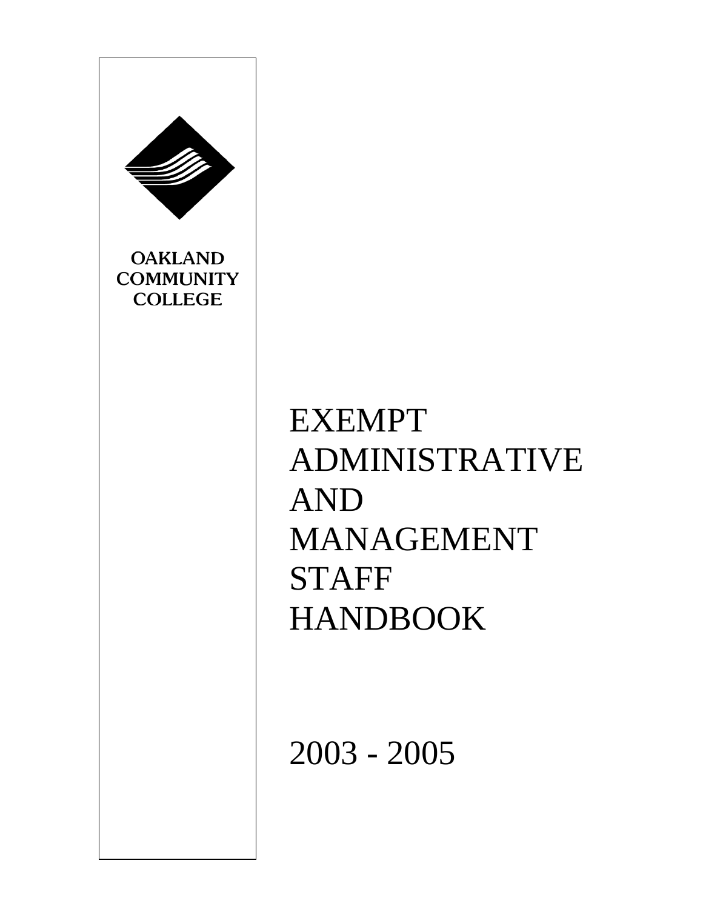OAKLAND COMMUNITY COLLEGE

# EXEMPT ADMINISTRATIVE AND MANAGEMENT STAFF HANDBOOK

2003 - 2005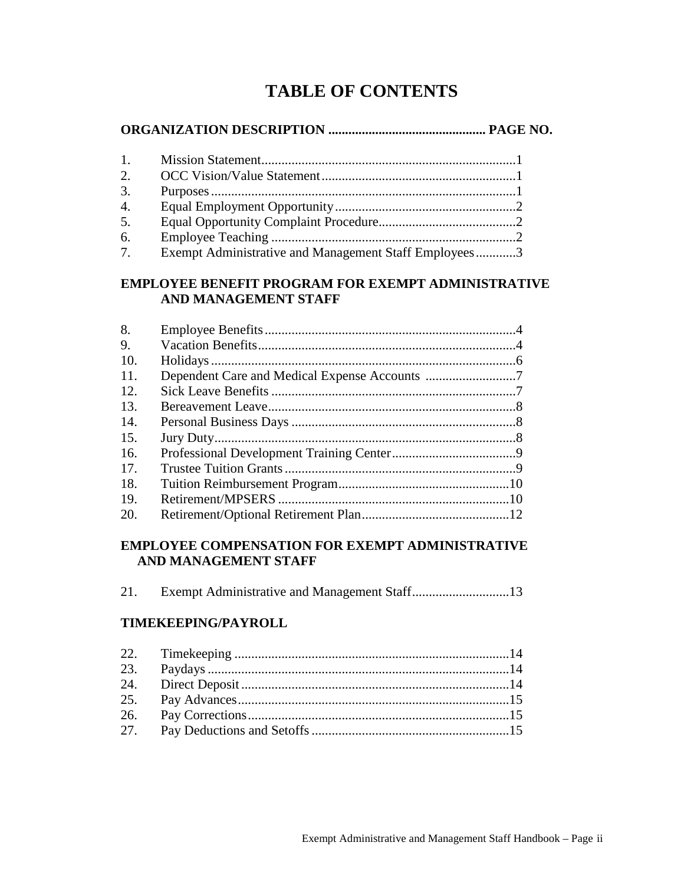# TABLE OF CONTENTS

**ORGANIZATION DESCRIPTION ............................................... PAGE NO.**

1. Mission Statement...........................................................................1
2. OCC Vision/Value Statement..........................................................1
3. Purposes..........................................................................................1
4. Equal Employment Opportunity.....................................................2
5. Equal Opportunity Complaint Procedure.........................................2
6. Employee Teaching ........................................................................2
7. Exempt Administrative and Management Staff Employees............3

**EMPLOYEE BENEFIT PROGRAM FOR EXEMPT ADMINISTRATIVE AND MANAGEMENT STAFF**

8. Employee Benefits..........................................................................4
9. Vacation Benefits............................................................................4
10. Holidays..........................................................................................6
11. Dependent Care and Medical Expense Accounts ...........................7
12. Sick Leave Benefits ........................................................................7
13. Bereavement Leave.........................................................................8
14. Personal Business Days ..................................................................8
15. Jury Duty.........................................................................................8
16. Professional Development Training Center.....................................9
17. Trustee Tuition Grants....................................................................9
18. Tuition Reimbursement Program...................................................10
19. Retirement/MPSERS .....................................................................10
20. Retirement/Optional Retirement Plan............................................12

**EMPLOYEE COMPENSATION FOR EXEMPT ADMINISTRATIVE AND MANAGEMENT STAFF**

21. Exempt Administrative and Management Staff.............................13

**TIMEKEEPING/PAYROLL**

22. Timekeeping .................................................................................14
23. Paydays .........................................................................................14
24. Direct Deposit ...............................................................................14
25. Pay Advances.................................................................................15
26. Pay Corrections..............................................................................15
27. Pay Deductions and Setoffs ...........................................................15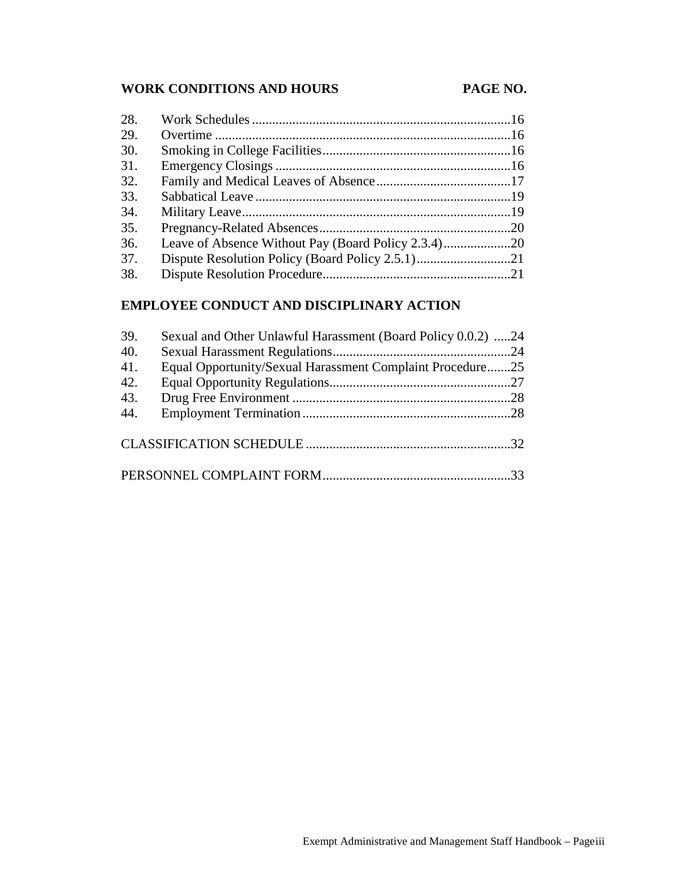## WORK CONDITIONS AND HOURS — PAGE NO.

| | | |
|---|---|---|
| 28. | Work Schedules | 16 |
| 29. | Overtime | 16 |
| 30. | Smoking in College Facilities | 16 |
| 31. | Emergency Closings | 16 |
| 32. | Family and Medical Leaves of Absence | 17 |
| 33. | Sabbatical Leave | 19 |
| 34. | Military Leave | 19 |
| 35. | Pregnancy-Related Absences | 20 |
| 36. | Leave of Absence Without Pay (Board Policy 2.3.4) | 20 |
| 37. | Dispute Resolution Policy (Board Policy 2.5.1) | 21 |
| 38. | Dispute Resolution Procedure | 21 |

## EMPLOYEE CONDUCT AND DISCIPLINARY ACTION

| | | |
|---|---|---|
| 39. | Sexual and Other Unlawful Harassment (Board Policy 0.0.2) | 24 |
| 40. | Sexual Harassment Regulations | 24 |
| 41. | Equal Opportunity/Sexual Harassment Complaint Procedure | 25 |
| 42. | Equal Opportunity Regulations | 27 |
| 43. | Drug Free Environment | 28 |
| 44. | Employment Termination | 28 |

CLASSIFICATION SCHEDULE ............................................................. 32

PERSONNEL COMPLAINT FORM ........................................................ 33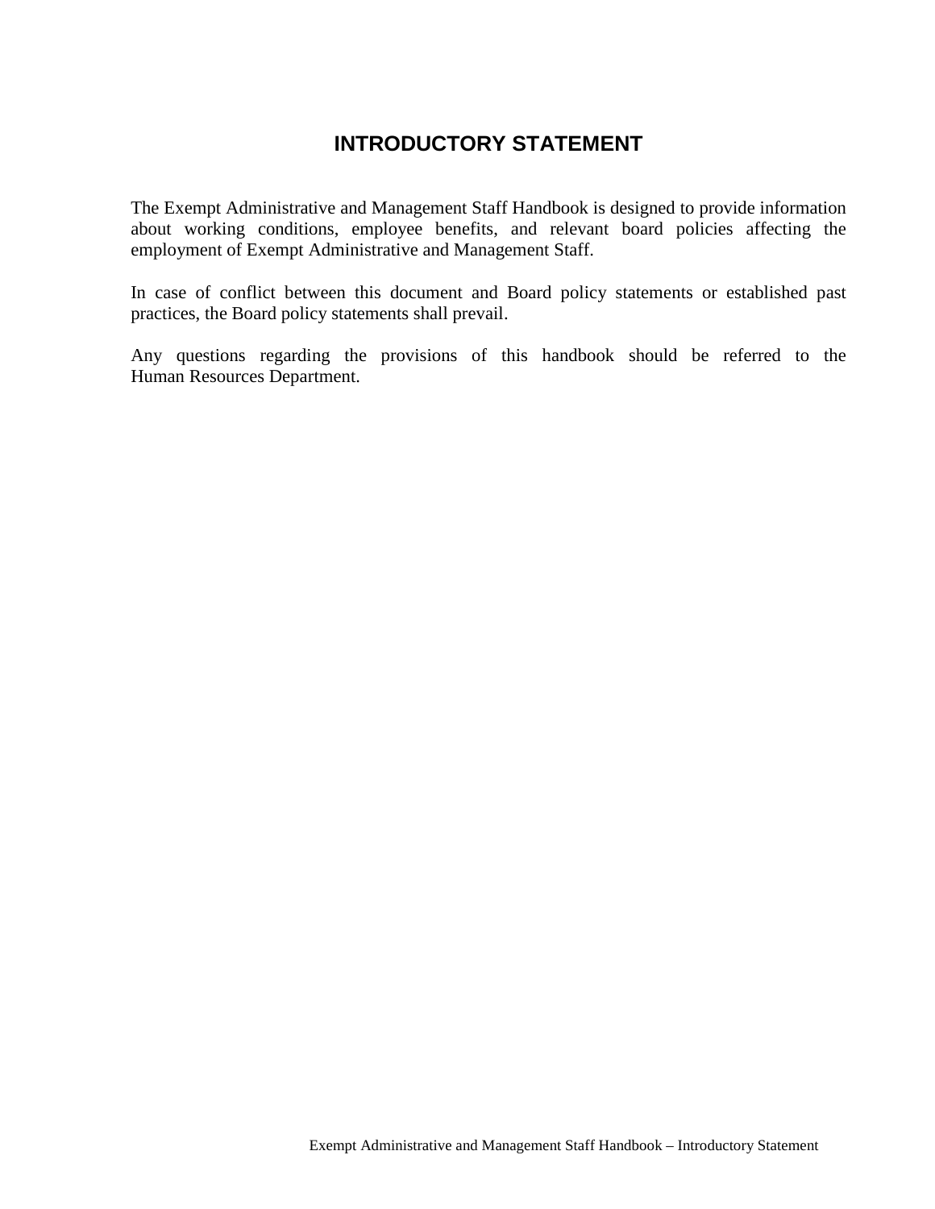# INTRODUCTORY STATEMENT

The Exempt Administrative and Management Staff Handbook is designed to provide information about working conditions, employee benefits, and relevant board policies affecting the employment of Exempt Administrative and Management Staff.

In case of conflict between this document and Board policy statements or established past practices, the Board policy statements shall prevail.

Any questions regarding the provisions of this handbook should be referred to the Human Resources Department.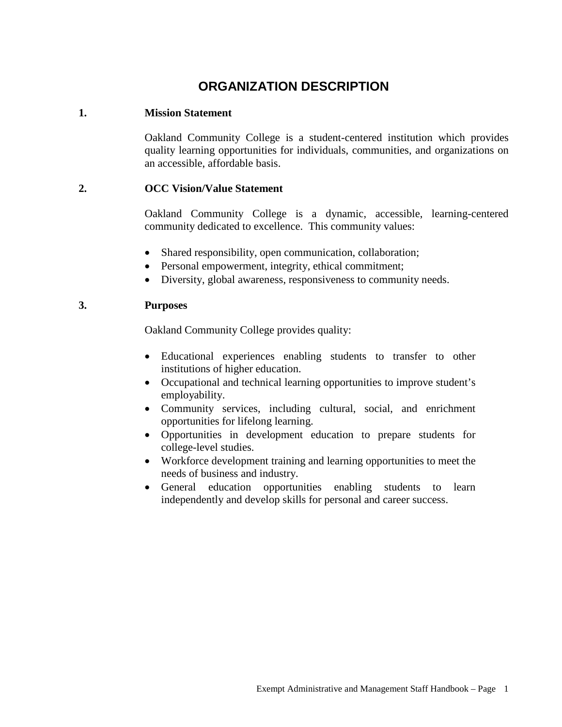# ORGANIZATION DESCRIPTION

## 1. Mission Statement

Oakland Community College is a student-centered institution which provides quality learning opportunities for individuals, communities, and organizations on an accessible, affordable basis.

## 2. OCC Vision/Value Statement

Oakland Community College is a dynamic, accessible, learning-centered community dedicated to excellence. This community values:

- Shared responsibility, open communication, collaboration;
- Personal empowerment, integrity, ethical commitment;
- Diversity, global awareness, responsiveness to community needs.

## 3. Purposes

Oakland Community College provides quality:

- Educational experiences enabling students to transfer to other institutions of higher education.
- Occupational and technical learning opportunities to improve student's employability.
- Community services, including cultural, social, and enrichment opportunities for lifelong learning.
- Opportunities in development education to prepare students for college-level studies.
- Workforce development training and learning opportunities to meet the needs of business and industry.
- General education opportunities enabling students to learn independently and develop skills for personal and career success.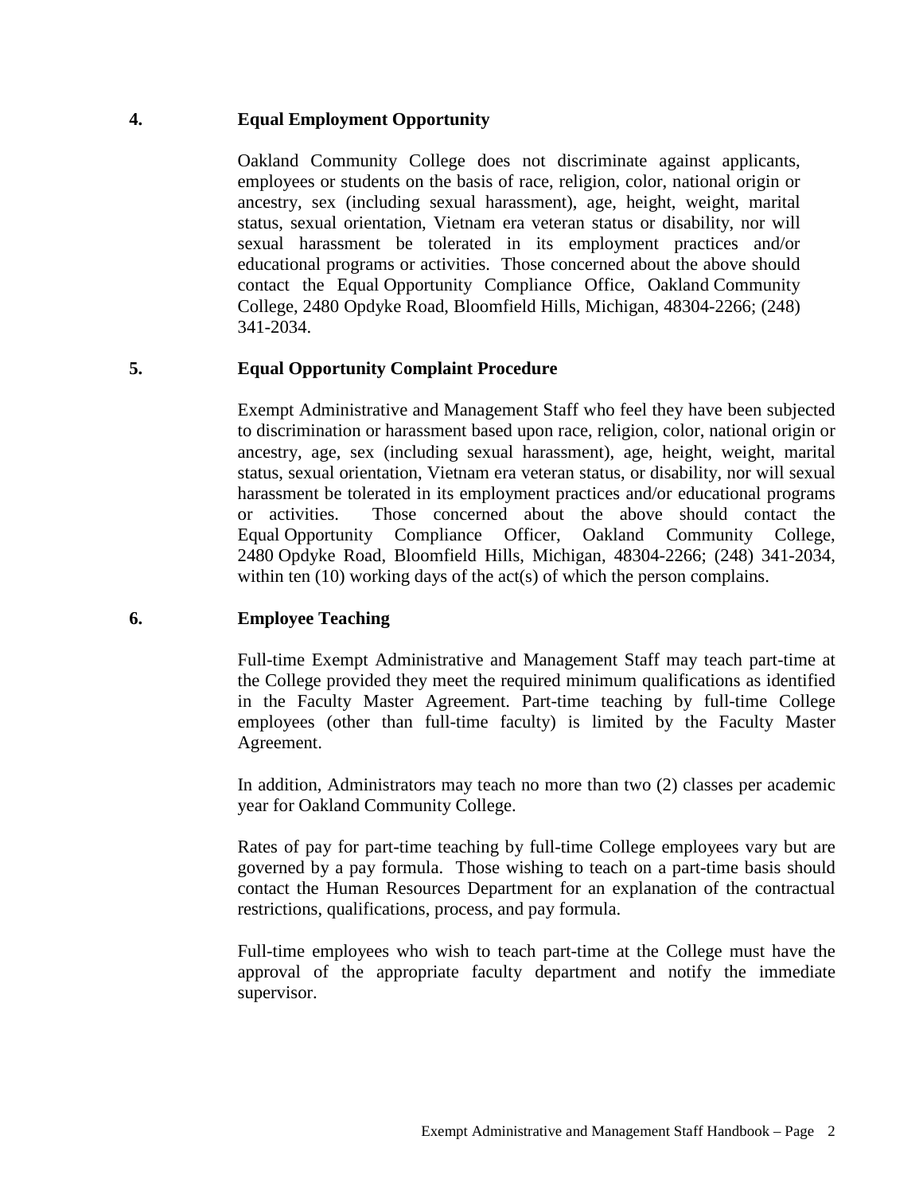## 4. Equal Employment Opportunity

Oakland Community College does not discriminate against applicants, employees or students on the basis of race, religion, color, national origin or ancestry, sex (including sexual harassment), age, height, weight, marital status, sexual orientation, Vietnam era veteran status or disability, nor will sexual harassment be tolerated in its employment practices and/or educational programs or activities. Those concerned about the above should contact the Equal Opportunity Compliance Office, Oakland Community College, 2480 Opdyke Road, Bloomfield Hills, Michigan, 48304-2266; (248) 341-2034.

## 5. Equal Opportunity Complaint Procedure

Exempt Administrative and Management Staff who feel they have been subjected to discrimination or harassment based upon race, religion, color, national origin or ancestry, age, sex (including sexual harassment), age, height, weight, marital status, sexual orientation, Vietnam era veteran status, or disability, nor will sexual harassment be tolerated in its employment practices and/or educational programs or activities. Those concerned about the above should contact the Equal Opportunity Compliance Officer, Oakland Community College, 2480 Opdyke Road, Bloomfield Hills, Michigan, 48304-2266; (248) 341-2034, within ten (10) working days of the act(s) of which the person complains.

## 6. Employee Teaching

Full-time Exempt Administrative and Management Staff may teach part-time at the College provided they meet the required minimum qualifications as identified in the Faculty Master Agreement. Part-time teaching by full-time College employees (other than full-time faculty) is limited by the Faculty Master Agreement.

In addition, Administrators may teach no more than two (2) classes per academic year for Oakland Community College.

Rates of pay for part-time teaching by full-time College employees vary but are governed by a pay formula. Those wishing to teach on a part-time basis should contact the Human Resources Department for an explanation of the contractual restrictions, qualifications, process, and pay formula.

Full-time employees who wish to teach part-time at the College must have the approval of the appropriate faculty department and notify the immediate supervisor.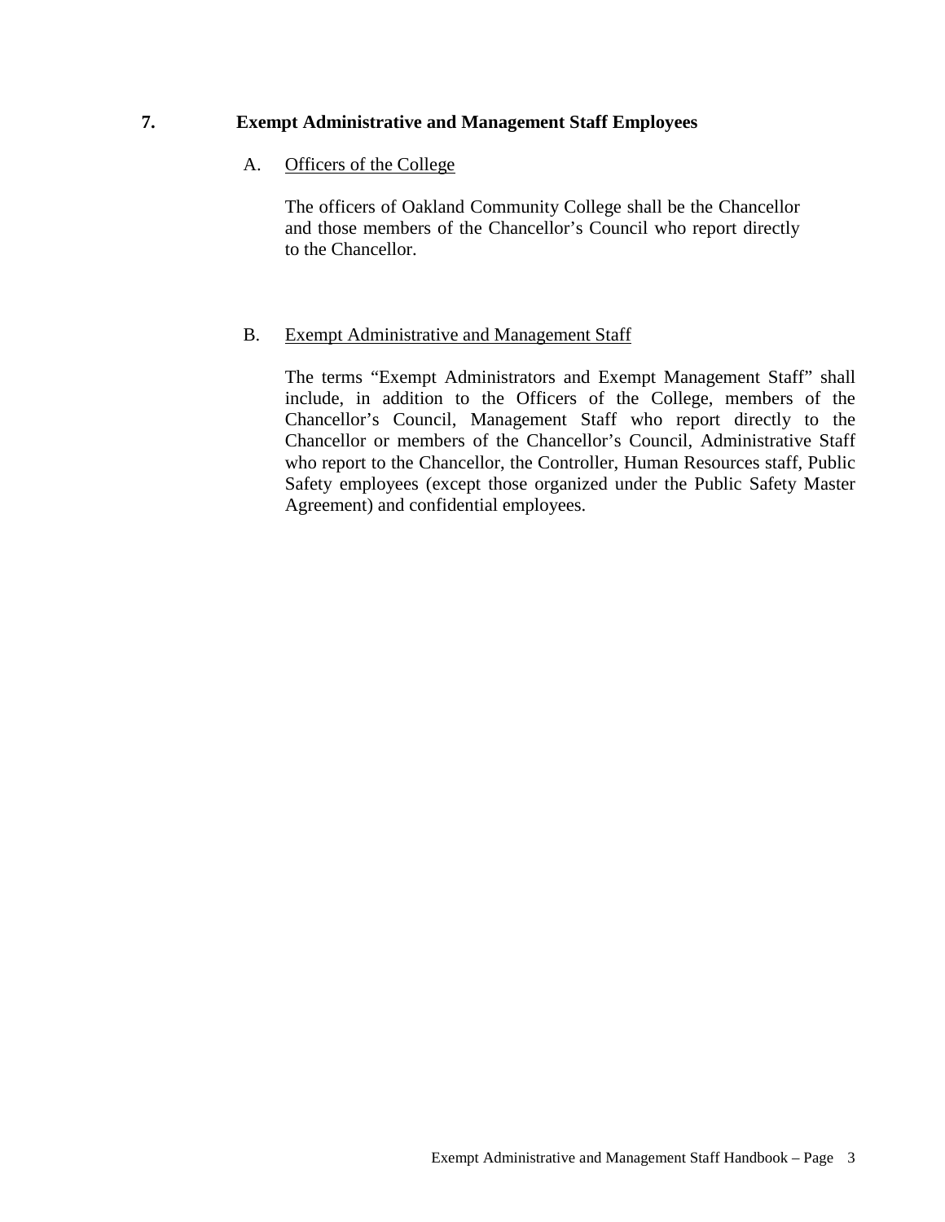## 7. Exempt Administrative and Management Staff Employees

### A. Officers of the College

The officers of Oakland Community College shall be the Chancellor and those members of the Chancellor's Council who report directly to the Chancellor.

### B. Exempt Administrative and Management Staff

The terms "Exempt Administrators and Exempt Management Staff" shall include, in addition to the Officers of the College, members of the Chancellor's Council, Management Staff who report directly to the Chancellor or members of the Chancellor's Council, Administrative Staff who report to the Chancellor, the Controller, Human Resources staff, Public Safety employees (except those organized under the Public Safety Master Agreement) and confidential employees.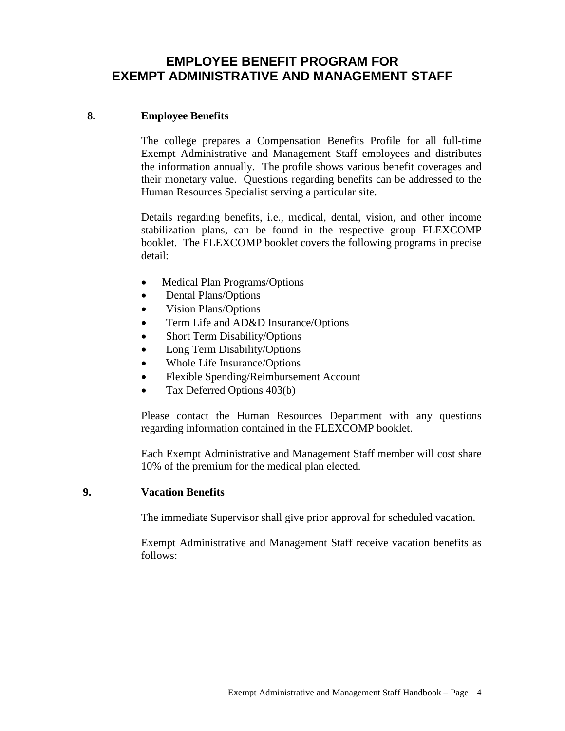# EMPLOYEE BENEFIT PROGRAM FOR EXEMPT ADMINISTRATIVE AND MANAGEMENT STAFF

## 8. Employee Benefits

The college prepares a Compensation Benefits Profile for all full-time Exempt Administrative and Management Staff employees and distributes the information annually. The profile shows various benefit coverages and their monetary value. Questions regarding benefits can be addressed to the Human Resources Specialist serving a particular site.

Details regarding benefits, i.e., medical, dental, vision, and other income stabilization plans, can be found in the respective group FLEXCOMP booklet. The FLEXCOMP booklet covers the following programs in precise detail:

- Medical Plan Programs/Options
- Dental Plans/Options
- Vision Plans/Options
- Term Life and AD&D Insurance/Options
- Short Term Disability/Options
- Long Term Disability/Options
- Whole Life Insurance/Options
- Flexible Spending/Reimbursement Account
- Tax Deferred Options 403(b)

Please contact the Human Resources Department with any questions regarding information contained in the FLEXCOMP booklet.

Each Exempt Administrative and Management Staff member will cost share 10% of the premium for the medical plan elected.

## 9. Vacation Benefits

The immediate Supervisor shall give prior approval for scheduled vacation.

Exempt Administrative and Management Staff receive vacation benefits as follows: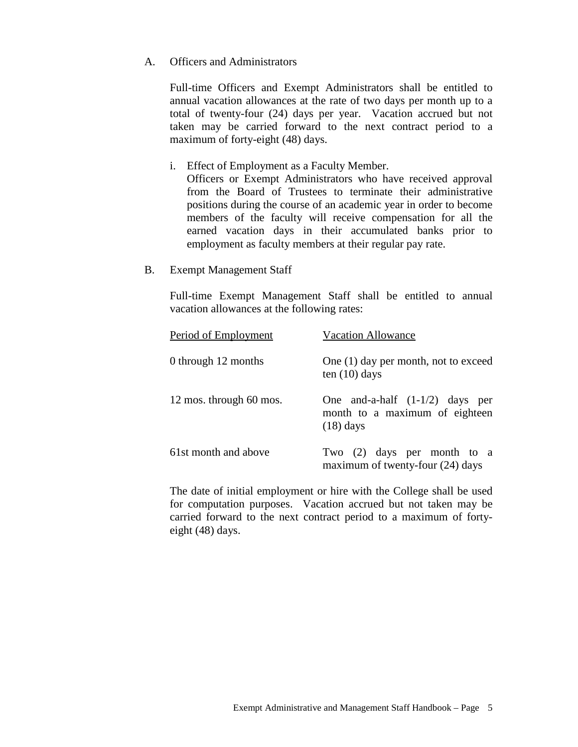A. Officers and Administrators

Full-time Officers and Exempt Administrators shall be entitled to annual vacation allowances at the rate of two days per month up to a total of twenty-four (24) days per year. Vacation accrued but not taken may be carried forward to the next contract period to a maximum of forty-eight (48) days.

i. Effect of Employment as a Faculty Member.
Officers or Exempt Administrators who have received approval from the Board of Trustees to terminate their administrative positions during the course of an academic year in order to become members of the faculty will receive compensation for all the earned vacation days in their accumulated banks prior to employment as faculty members at their regular pay rate.

B. Exempt Management Staff

Full-time Exempt Management Staff shall be entitled to annual vacation allowances at the following rates:

| Period of Employment | Vacation Allowance |
|---|---|
| 0 through 12 months | One (1) day per month, not to exceed ten (10) days |
| 12 mos. through 60 mos. | One and-a-half (1-1/2) days per month to a maximum of eighteen (18) days |
| 61st month and above | Two (2) days per month to a maximum of twenty-four (24) days |

The date of initial employment or hire with the College shall be used for computation purposes. Vacation accrued but not taken may be carried forward to the next contract period to a maximum of forty-eight (48) days.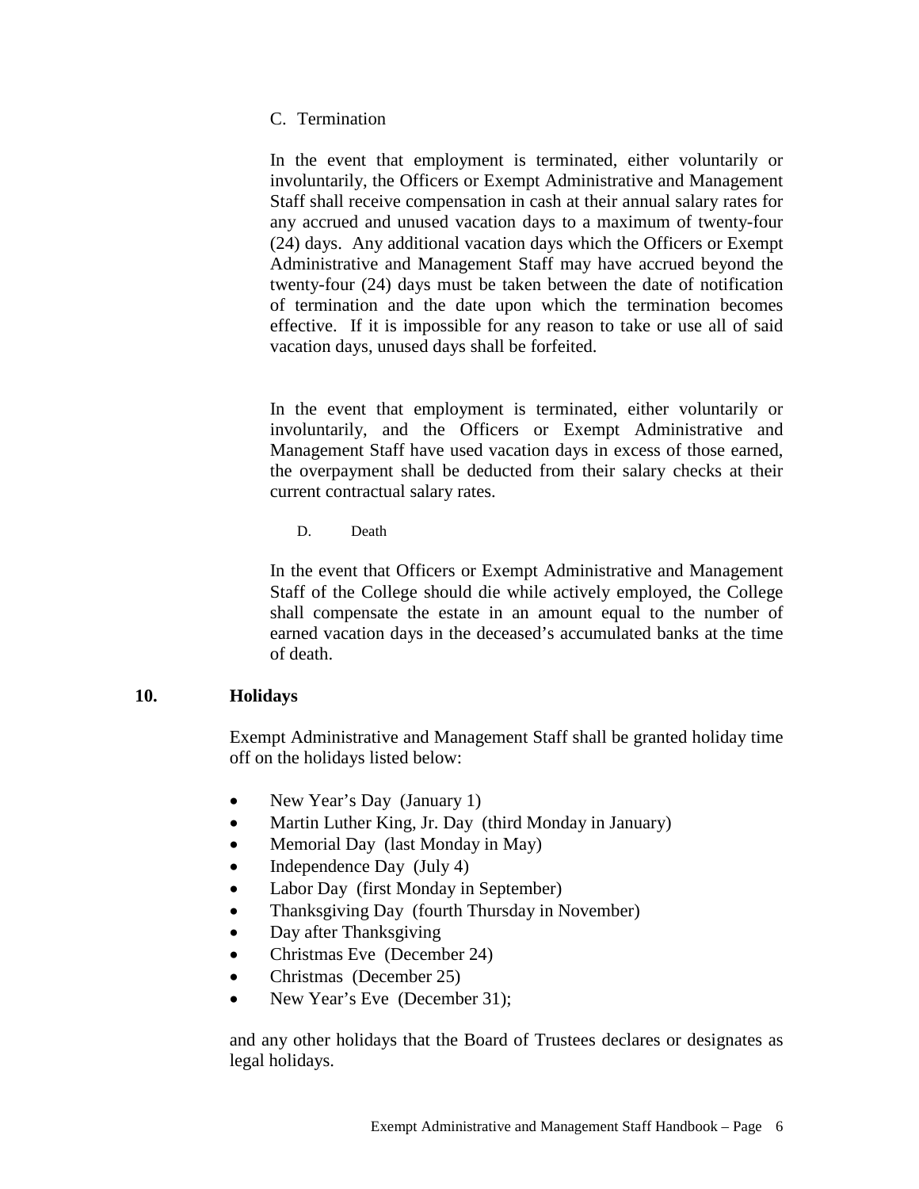C. Termination

In the event that employment is terminated, either voluntarily or involuntarily, the Officers or Exempt Administrative and Management Staff shall receive compensation in cash at their annual salary rates for any accrued and unused vacation days to a maximum of twenty-four (24) days. Any additional vacation days which the Officers or Exempt Administrative and Management Staff may have accrued beyond the twenty-four (24) days must be taken between the date of notification of termination and the date upon which the termination becomes effective. If it is impossible for any reason to take or use all of said vacation days, unused days shall be forfeited.

In the event that employment is terminated, either voluntarily or involuntarily, and the Officers or Exempt Administrative and Management Staff have used vacation days in excess of those earned, the overpayment shall be deducted from their salary checks at their current contractual salary rates.

D. Death

In the event that Officers or Exempt Administrative and Management Staff of the College should die while actively employed, the College shall compensate the estate in an amount equal to the number of earned vacation days in the deceased's accumulated banks at the time of death.

## 10. Holidays

Exempt Administrative and Management Staff shall be granted holiday time off on the holidays listed below:

- New Year's Day (January 1)
- Martin Luther King, Jr. Day (third Monday in January)
- Memorial Day (last Monday in May)
- Independence Day (July 4)
- Labor Day (first Monday in September)
- Thanksgiving Day (fourth Thursday in November)
- Day after Thanksgiving
- Christmas Eve (December 24)
- Christmas (December 25)
- New Year's Eve (December 31);

and any other holidays that the Board of Trustees declares or designates as legal holidays.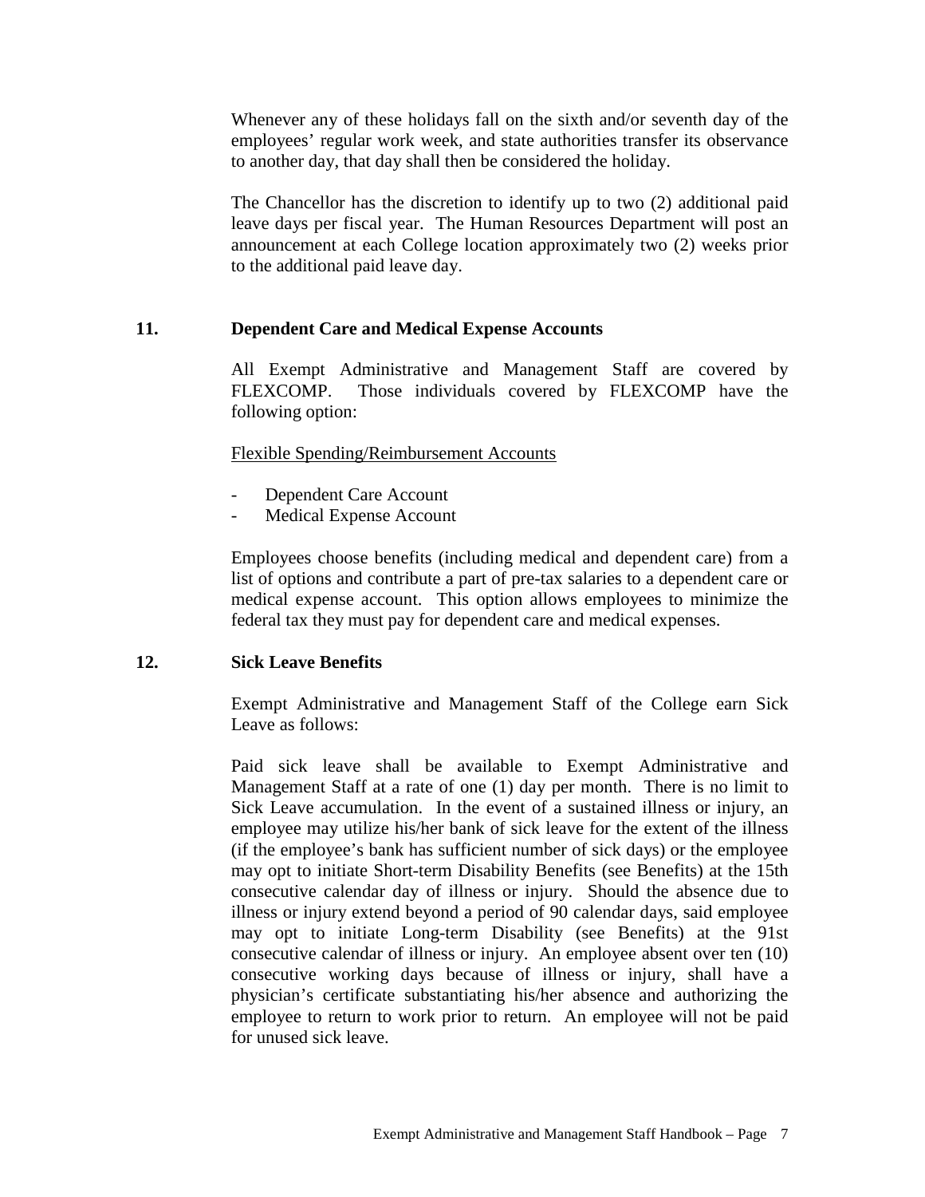Whenever any of these holidays fall on the sixth and/or seventh day of the employees' regular work week, and state authorities transfer its observance to another day, that day shall then be considered the holiday.

The Chancellor has the discretion to identify up to two (2) additional paid leave days per fiscal year. The Human Resources Department will post an announcement at each College location approximately two (2) weeks prior to the additional paid leave day.

## 11. Dependent Care and Medical Expense Accounts

All Exempt Administrative and Management Staff are covered by FLEXCOMP. Those individuals covered by FLEXCOMP have the following option:

Flexible Spending/Reimbursement Accounts

- Dependent Care Account
- Medical Expense Account

Employees choose benefits (including medical and dependent care) from a list of options and contribute a part of pre-tax salaries to a dependent care or medical expense account. This option allows employees to minimize the federal tax they must pay for dependent care and medical expenses.

## 12. Sick Leave Benefits

Exempt Administrative and Management Staff of the College earn Sick Leave as follows:

Paid sick leave shall be available to Exempt Administrative and Management Staff at a rate of one (1) day per month. There is no limit to Sick Leave accumulation. In the event of a sustained illness or injury, an employee may utilize his/her bank of sick leave for the extent of the illness (if the employee's bank has sufficient number of sick days) or the employee may opt to initiate Short-term Disability Benefits (see Benefits) at the 15th consecutive calendar day of illness or injury. Should the absence due to illness or injury extend beyond a period of 90 calendar days, said employee may opt to initiate Long-term Disability (see Benefits) at the 91st consecutive calendar of illness or injury. An employee absent over ten (10) consecutive working days because of illness or injury, shall have a physician's certificate substantiating his/her absence and authorizing the employee to return to work prior to return. An employee will not be paid for unused sick leave.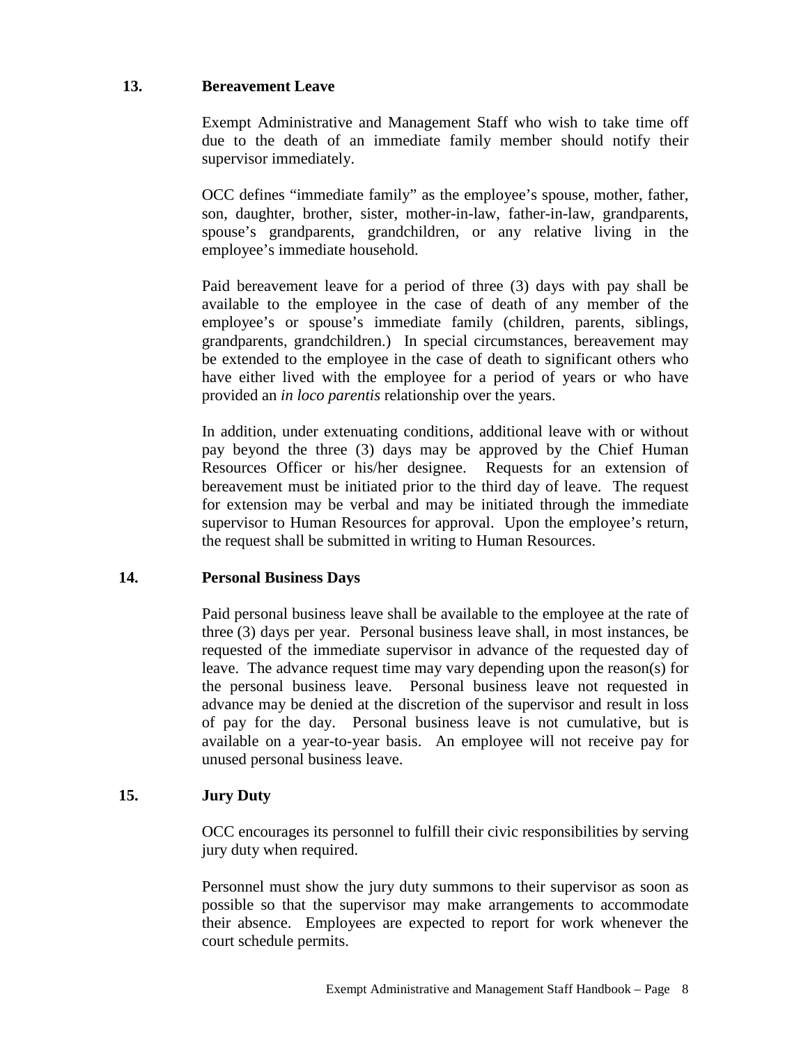### 13. Bereavement Leave

Exempt Administrative and Management Staff who wish to take time off due to the death of an immediate family member should notify their supervisor immediately.

OCC defines "immediate family" as the employee's spouse, mother, father, son, daughter, brother, sister, mother-in-law, father-in-law, grandparents, spouse's grandparents, grandchildren, or any relative living in the employee's immediate household.

Paid bereavement leave for a period of three (3) days with pay shall be available to the employee in the case of death of any member of the employee's or spouse's immediate family (children, parents, siblings, grandparents, grandchildren.) In special circumstances, bereavement may be extended to the employee in the case of death to significant others who have either lived with the employee for a period of years or who have provided an *in loco parentis* relationship over the years.

In addition, under extenuating conditions, additional leave with or without pay beyond the three (3) days may be approved by the Chief Human Resources Officer or his/her designee. Requests for an extension of bereavement must be initiated prior to the third day of leave. The request for extension may be verbal and may be initiated through the immediate supervisor to Human Resources for approval. Upon the employee's return, the request shall be submitted in writing to Human Resources.

### 14. Personal Business Days

Paid personal business leave shall be available to the employee at the rate of three (3) days per year. Personal business leave shall, in most instances, be requested of the immediate supervisor in advance of the requested day of leave. The advance request time may vary depending upon the reason(s) for the personal business leave. Personal business leave not requested in advance may be denied at the discretion of the supervisor and result in loss of pay for the day. Personal business leave is not cumulative, but is available on a year-to-year basis. An employee will not receive pay for unused personal business leave.

### 15. Jury Duty

OCC encourages its personnel to fulfill their civic responsibilities by serving jury duty when required.

Personnel must show the jury duty summons to their supervisor as soon as possible so that the supervisor may make arrangements to accommodate their absence. Employees are expected to report for work whenever the court schedule permits.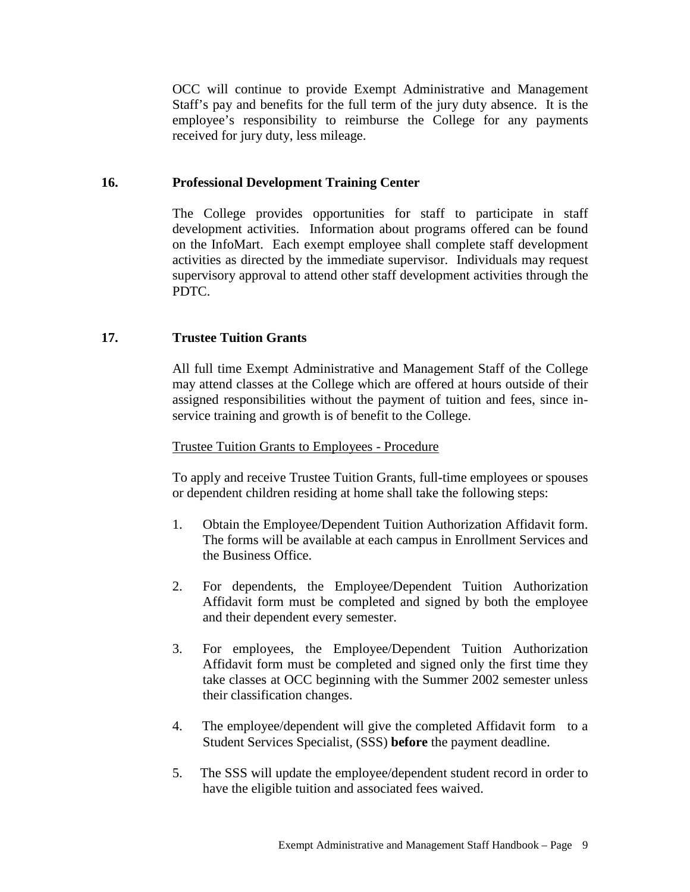OCC will continue to provide Exempt Administrative and Management Staff's pay and benefits for the full term of the jury duty absence. It is the employee's responsibility to reimburse the College for any payments received for jury duty, less mileage.

## 16. Professional Development Training Center

The College provides opportunities for staff to participate in staff development activities. Information about programs offered can be found on the InfoMart. Each exempt employee shall complete staff development activities as directed by the immediate supervisor. Individuals may request supervisory approval to attend other staff development activities through the PDTC.

## 17. Trustee Tuition Grants

All full time Exempt Administrative and Management Staff of the College may attend classes at the College which are offered at hours outside of their assigned responsibilities without the payment of tuition and fees, since in-service training and growth is of benefit to the College.

Trustee Tuition Grants to Employees - Procedure

To apply and receive Trustee Tuition Grants, full-time employees or spouses or dependent children residing at home shall take the following steps:

1. Obtain the Employee/Dependent Tuition Authorization Affidavit form. The forms will be available at each campus in Enrollment Services and the Business Office.
2. For dependents, the Employee/Dependent Tuition Authorization Affidavit form must be completed and signed by both the employee and their dependent every semester.
3. For employees, the Employee/Dependent Tuition Authorization Affidavit form must be completed and signed only the first time they take classes at OCC beginning with the Summer 2002 semester unless their classification changes.
4. The employee/dependent will give the completed Affidavit form to a Student Services Specialist, (SSS) **before** the payment deadline.
5. The SSS will update the employee/dependent student record in order to have the eligible tuition and associated fees waived.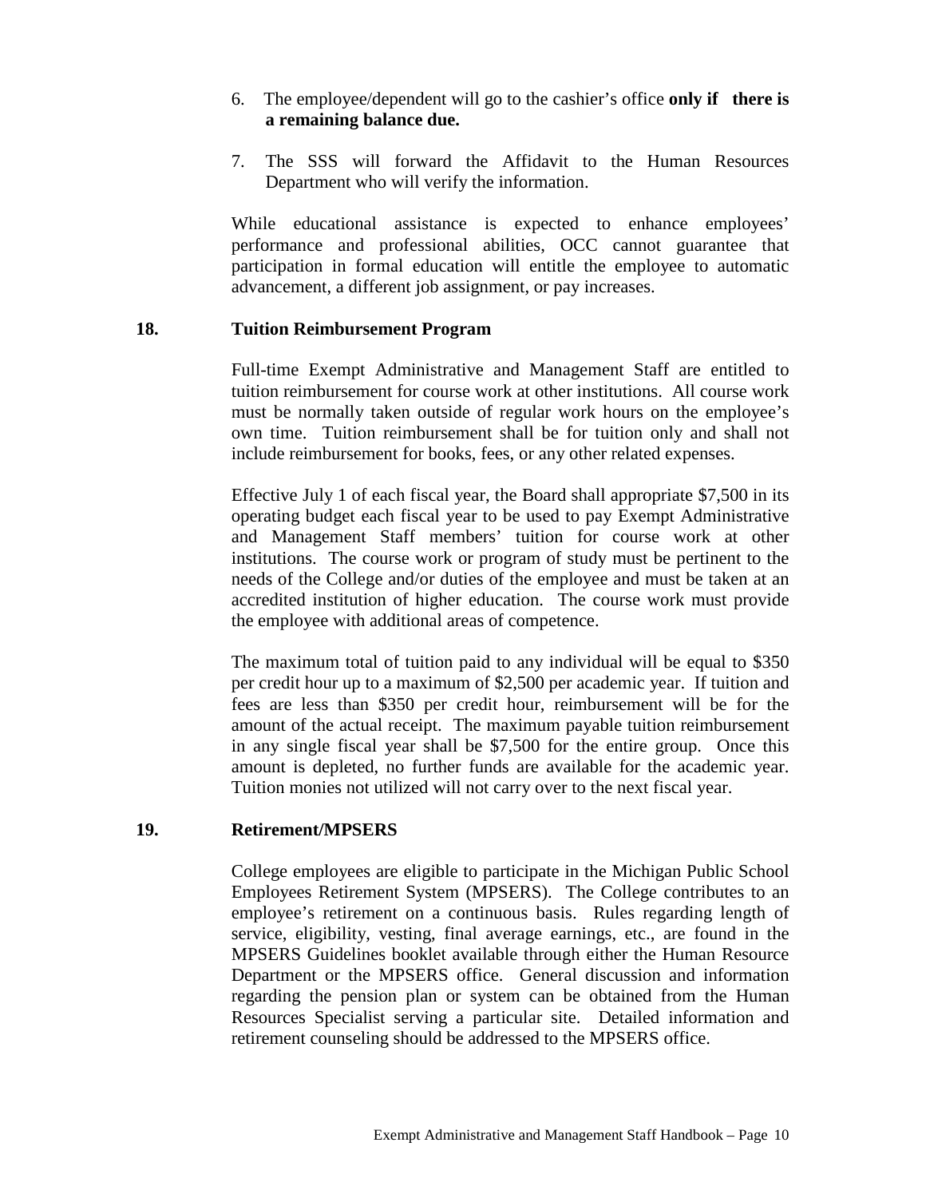6. The employee/dependent will go to the cashier's office **only if there is a remaining balance due.**

7. The SSS will forward the Affidavit to the Human Resources Department who will verify the information.

While educational assistance is expected to enhance employees' performance and professional abilities, OCC cannot guarantee that participation in formal education will entitle the employee to automatic advancement, a different job assignment, or pay increases.

## 18. Tuition Reimbursement Program

Full-time Exempt Administrative and Management Staff are entitled to tuition reimbursement for course work at other institutions. All course work must be normally taken outside of regular work hours on the employee's own time. Tuition reimbursement shall be for tuition only and shall not include reimbursement for books, fees, or any other related expenses.

Effective July 1 of each fiscal year, the Board shall appropriate $7,500 in its operating budget each fiscal year to be used to pay Exempt Administrative and Management Staff members' tuition for course work at other institutions. The course work or program of study must be pertinent to the needs of the College and/or duties of the employee and must be taken at an accredited institution of higher education. The course work must provide the employee with additional areas of competence.

The maximum total of tuition paid to any individual will be equal to $350 per credit hour up to a maximum of $2,500 per academic year. If tuition and fees are less than $350 per credit hour, reimbursement will be for the amount of the actual receipt. The maximum payable tuition reimbursement in any single fiscal year shall be $7,500 for the entire group. Once this amount is depleted, no further funds are available for the academic year. Tuition monies not utilized will not carry over to the next fiscal year.

## 19. Retirement/MPSERS

College employees are eligible to participate in the Michigan Public School Employees Retirement System (MPSERS). The College contributes to an employee's retirement on a continuous basis. Rules regarding length of service, eligibility, vesting, final average earnings, etc., are found in the MPSERS Guidelines booklet available through either the Human Resource Department or the MPSERS office. General discussion and information regarding the pension plan or system can be obtained from the Human Resources Specialist serving a particular site. Detailed information and retirement counseling should be addressed to the MPSERS office.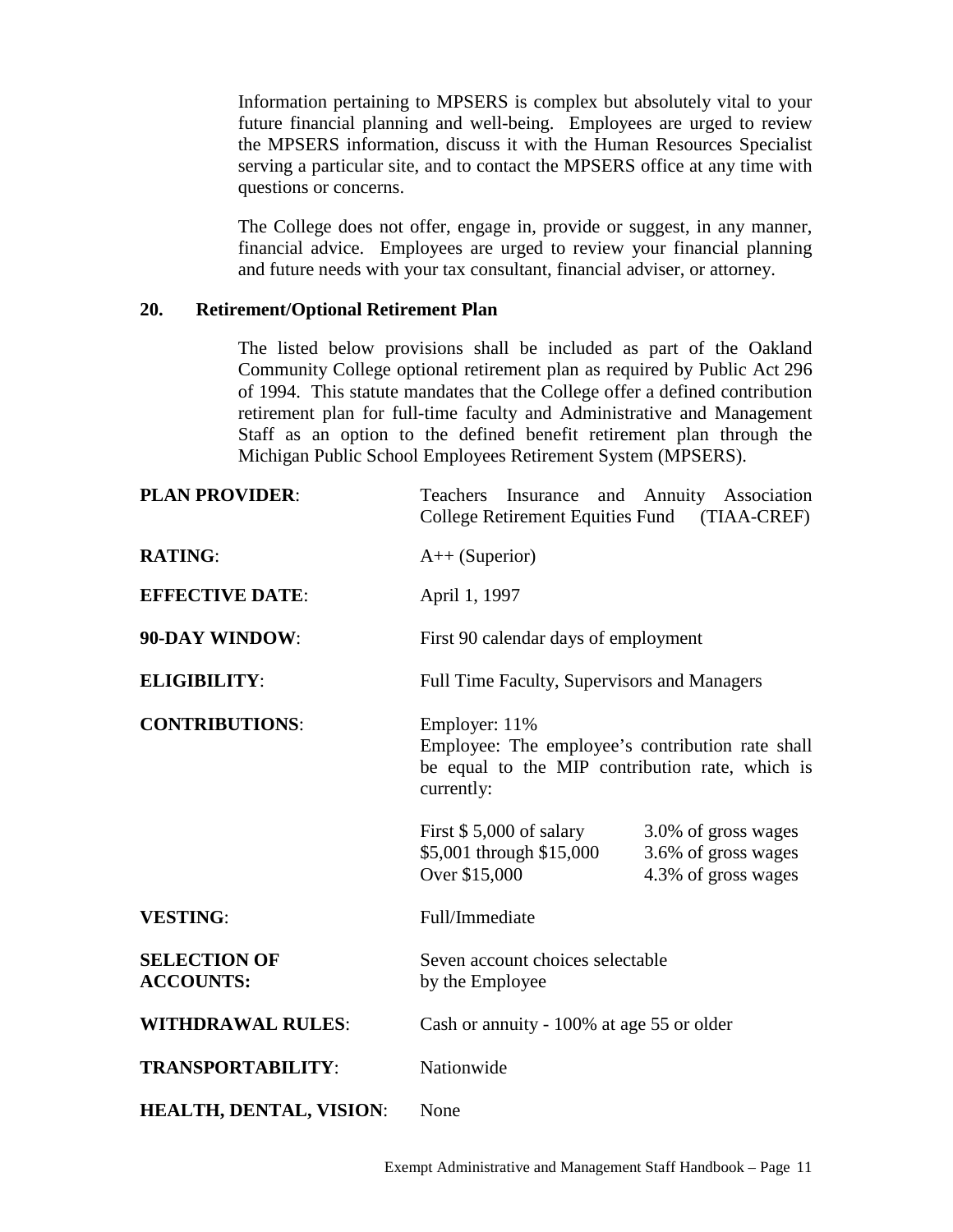Information pertaining to MPSERS is complex but absolutely vital to your future financial planning and well-being. Employees are urged to review the MPSERS information, discuss it with the Human Resources Specialist serving a particular site, and to contact the MPSERS office at any time with questions or concerns.

The College does not offer, engage in, provide or suggest, in any manner, financial advice. Employees are urged to review your financial planning and future needs with your tax consultant, financial adviser, or attorney.

## 20. Retirement/Optional Retirement Plan

The listed below provisions shall be included as part of the Oakland Community College optional retirement plan as required by Public Act 296 of 1994. This statute mandates that the College offer a defined contribution retirement plan for full-time faculty and Administrative and Management Staff as an option to the defined benefit retirement plan through the Michigan Public School Employees Retirement System (MPSERS).

**PLAN PROVIDER**: Teachers Insurance and Annuity Association College Retirement Equities Fund (TIAA-CREF)

**RATING**: A++ (Superior)

**EFFECTIVE DATE**: April 1, 1997

**90-DAY WINDOW**: First 90 calendar days of employment

**ELIGIBILITY**: Full Time Faculty, Supervisors and Managers

**CONTRIBUTIONS**: Employer: 11%
Employee: The employee's contribution rate shall be equal to the MIP contribution rate, which is currently:

| | |
|---|---|
| First $ 5,000 of salary | 3.0% of gross wages |
| $5,001 through $15,000 | 3.6% of gross wages |
| Over $15,000 | 4.3% of gross wages |

**VESTING**: Full/Immediate

**SELECTION OF ACCOUNTS:** Seven account choices selectable by the Employee

**WITHDRAWAL RULES**: Cash or annuity - 100% at age 55 or older

**TRANSPORTABILITY**: Nationwide

**HEALTH, DENTAL, VISION**: None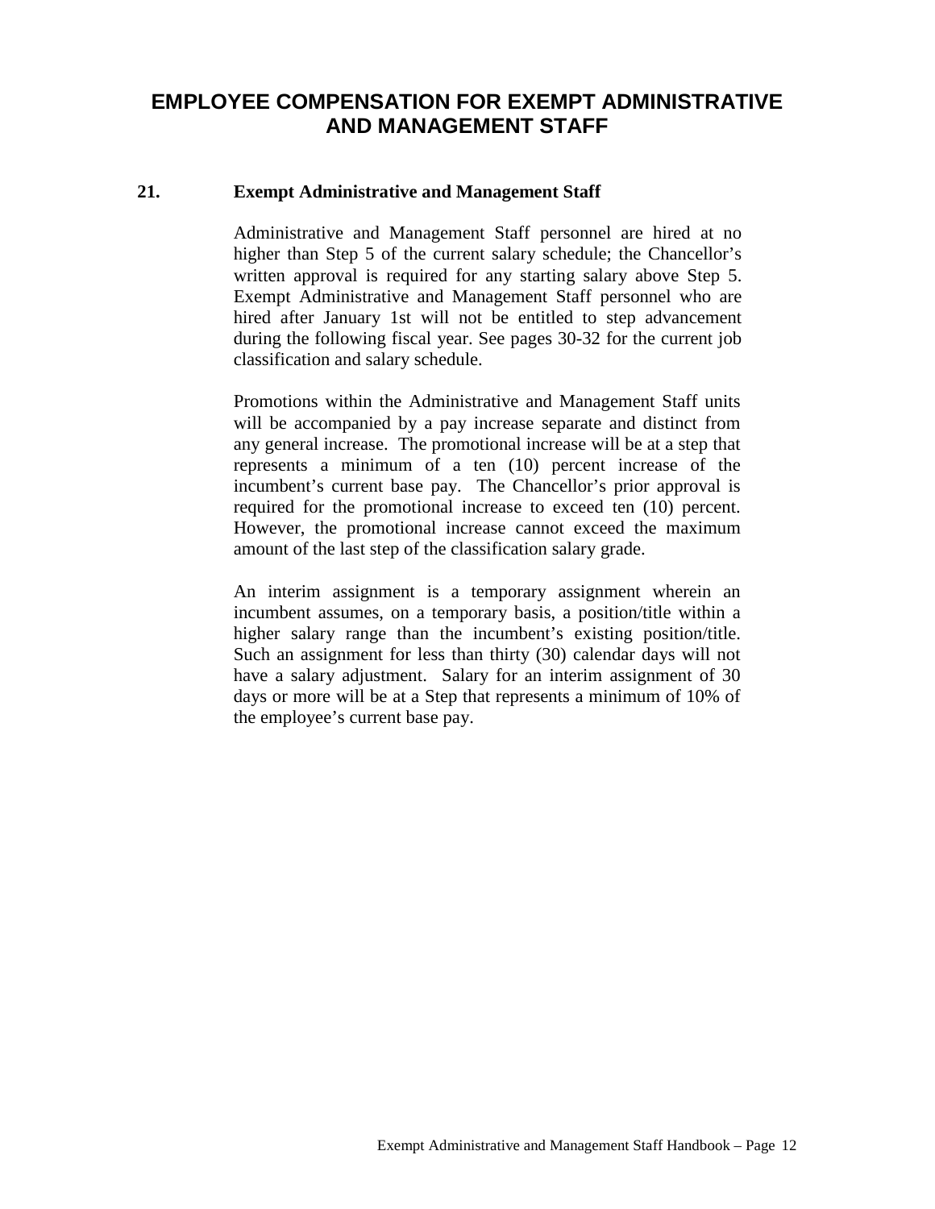# EMPLOYEE COMPENSATION FOR EXEMPT ADMINISTRATIVE AND MANAGEMENT STAFF

## 21. Exempt Administrative and Management Staff

Administrative and Management Staff personnel are hired at no higher than Step 5 of the current salary schedule; the Chancellor's written approval is required for any starting salary above Step 5. Exempt Administrative and Management Staff personnel who are hired after January 1st will not be entitled to step advancement during the following fiscal year. See pages 30-32 for the current job classification and salary schedule.

Promotions within the Administrative and Management Staff units will be accompanied by a pay increase separate and distinct from any general increase. The promotional increase will be at a step that represents a minimum of a ten (10) percent increase of the incumbent's current base pay. The Chancellor's prior approval is required for the promotional increase to exceed ten (10) percent. However, the promotional increase cannot exceed the maximum amount of the last step of the classification salary grade.

An interim assignment is a temporary assignment wherein an incumbent assumes, on a temporary basis, a position/title within a higher salary range than the incumbent's existing position/title. Such an assignment for less than thirty (30) calendar days will not have a salary adjustment. Salary for an interim assignment of 30 days or more will be at a Step that represents a minimum of 10% of the employee's current base pay.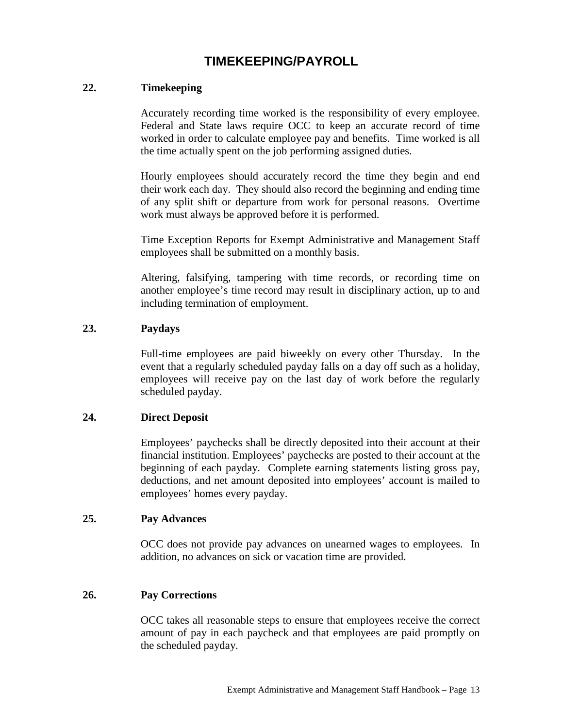# TIMEKEEPING/PAYROLL

## 22. Timekeeping

Accurately recording time worked is the responsibility of every employee. Federal and State laws require OCC to keep an accurate record of time worked in order to calculate employee pay and benefits. Time worked is all the time actually spent on the job performing assigned duties.

Hourly employees should accurately record the time they begin and end their work each day. They should also record the beginning and ending time of any split shift or departure from work for personal reasons. Overtime work must always be approved before it is performed.

Time Exception Reports for Exempt Administrative and Management Staff employees shall be submitted on a monthly basis.

Altering, falsifying, tampering with time records, or recording time on another employee's time record may result in disciplinary action, up to and including termination of employment.

## 23. Paydays

Full-time employees are paid biweekly on every other Thursday. In the event that a regularly scheduled payday falls on a day off such as a holiday, employees will receive pay on the last day of work before the regularly scheduled payday.

## 24. Direct Deposit

Employees' paychecks shall be directly deposited into their account at their financial institution. Employees' paychecks are posted to their account at the beginning of each payday. Complete earning statements listing gross pay, deductions, and net amount deposited into employees' account is mailed to employees' homes every payday.

## 25. Pay Advances

OCC does not provide pay advances on unearned wages to employees. In addition, no advances on sick or vacation time are provided.

## 26. Pay Corrections

OCC takes all reasonable steps to ensure that employees receive the correct amount of pay in each paycheck and that employees are paid promptly on the scheduled payday.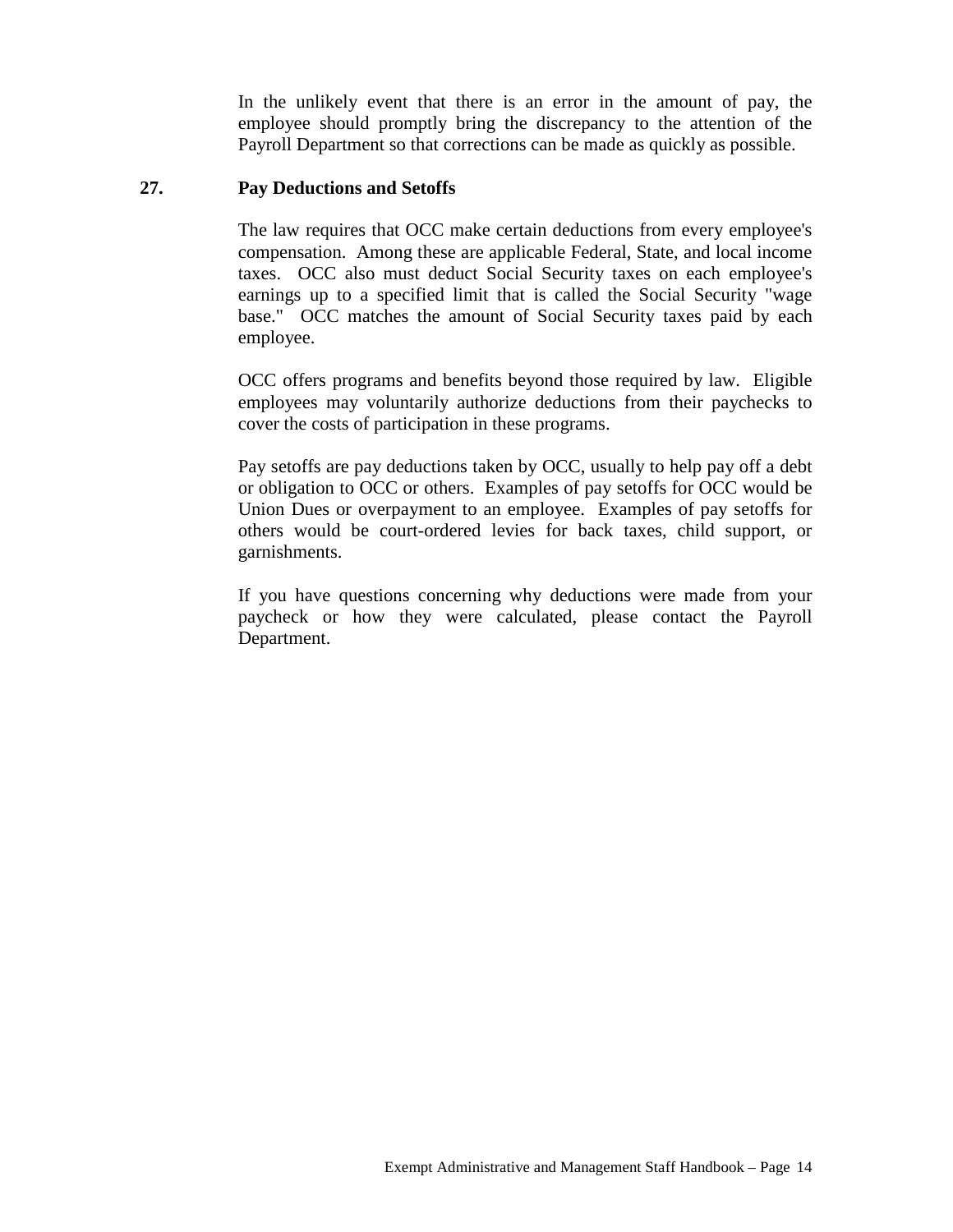In the unlikely event that there is an error in the amount of pay, the employee should promptly bring the discrepancy to the attention of the Payroll Department so that corrections can be made as quickly as possible.

## 27. Pay Deductions and Setoffs

The law requires that OCC make certain deductions from every employee's compensation. Among these are applicable Federal, State, and local income taxes. OCC also must deduct Social Security taxes on each employee's earnings up to a specified limit that is called the Social Security "wage base." OCC matches the amount of Social Security taxes paid by each employee.

OCC offers programs and benefits beyond those required by law. Eligible employees may voluntarily authorize deductions from their paychecks to cover the costs of participation in these programs.

Pay setoffs are pay deductions taken by OCC, usually to help pay off a debt or obligation to OCC or others. Examples of pay setoffs for OCC would be Union Dues or overpayment to an employee. Examples of pay setoffs for others would be court-ordered levies for back taxes, child support, or garnishments.

If you have questions concerning why deductions were made from your paycheck or how they were calculated, please contact the Payroll Department.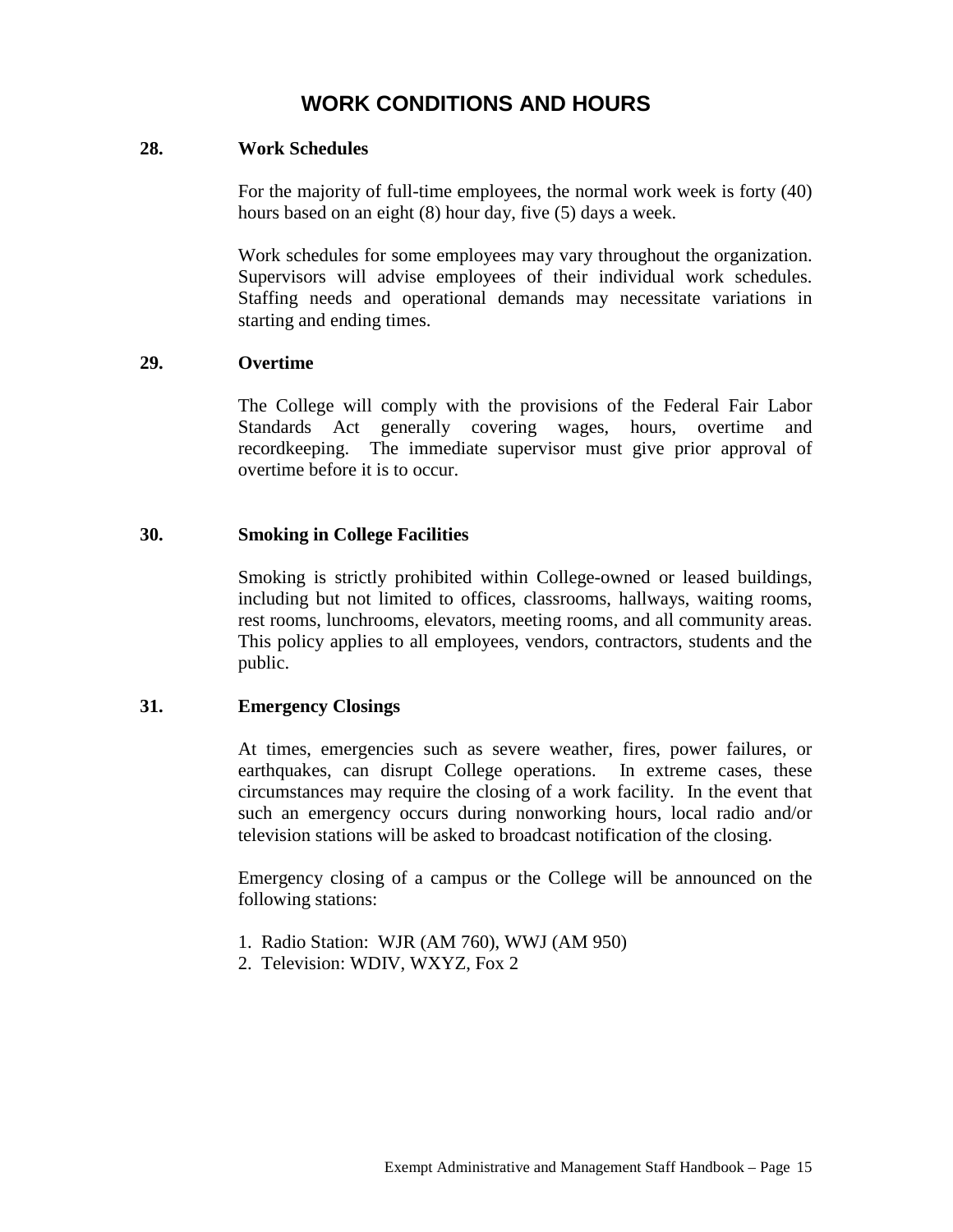# WORK CONDITIONS AND HOURS

**28. Work Schedules**

For the majority of full-time employees, the normal work week is forty (40) hours based on an eight (8) hour day, five (5) days a week.

Work schedules for some employees may vary throughout the organization. Supervisors will advise employees of their individual work schedules. Staffing needs and operational demands may necessitate variations in starting and ending times.

**29. Overtime**

The College will comply with the provisions of the Federal Fair Labor Standards Act generally covering wages, hours, overtime and recordkeeping. The immediate supervisor must give prior approval of overtime before it is to occur.

**30. Smoking in College Facilities**

Smoking is strictly prohibited within College-owned or leased buildings, including but not limited to offices, classrooms, hallways, waiting rooms, rest rooms, lunchrooms, elevators, meeting rooms, and all community areas. This policy applies to all employees, vendors, contractors, students and the public.

**31. Emergency Closings**

At times, emergencies such as severe weather, fires, power failures, or earthquakes, can disrupt College operations. In extreme cases, these circumstances may require the closing of a work facility. In the event that such an emergency occurs during nonworking hours, local radio and/or television stations will be asked to broadcast notification of the closing.

Emergency closing of a campus or the College will be announced on the following stations:

1. Radio Station: WJR (AM 760), WWJ (AM 950)
2. Television: WDIV, WXYZ, Fox 2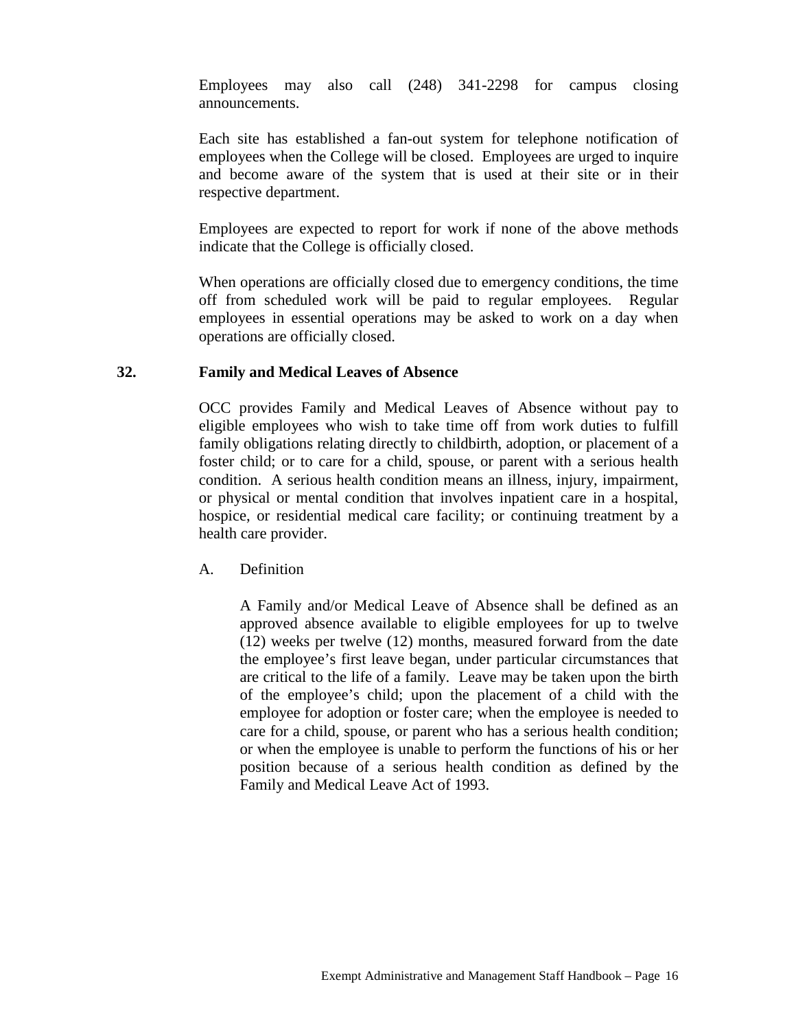Employees may also call (248) 341-2298 for campus closing announcements.

Each site has established a fan-out system for telephone notification of employees when the College will be closed. Employees are urged to inquire and become aware of the system that is used at their site or in their respective department.

Employees are expected to report for work if none of the above methods indicate that the College is officially closed.

When operations are officially closed due to emergency conditions, the time off from scheduled work will be paid to regular employees. Regular employees in essential operations may be asked to work on a day when operations are officially closed.

## 32. Family and Medical Leaves of Absence

OCC provides Family and Medical Leaves of Absence without pay to eligible employees who wish to take time off from work duties to fulfill family obligations relating directly to childbirth, adoption, or placement of a foster child; or to care for a child, spouse, or parent with a serious health condition. A serious health condition means an illness, injury, impairment, or physical or mental condition that involves inpatient care in a hospital, hospice, or residential medical care facility; or continuing treatment by a health care provider.

### A. Definition

A Family and/or Medical Leave of Absence shall be defined as an approved absence available to eligible employees for up to twelve (12) weeks per twelve (12) months, measured forward from the date the employee's first leave began, under particular circumstances that are critical to the life of a family. Leave may be taken upon the birth of the employee's child; upon the placement of a child with the employee for adoption or foster care; when the employee is needed to care for a child, spouse, or parent who has a serious health condition; or when the employee is unable to perform the functions of his or her position because of a serious health condition as defined by the Family and Medical Leave Act of 1993.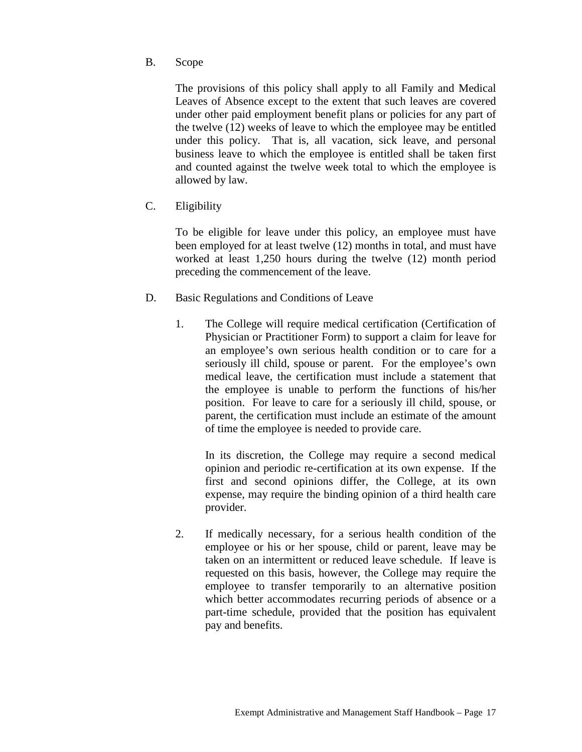B. Scope

The provisions of this policy shall apply to all Family and Medical Leaves of Absence except to the extent that such leaves are covered under other paid employment benefit plans or policies for any part of the twelve (12) weeks of leave to which the employee may be entitled under this policy. That is, all vacation, sick leave, and personal business leave to which the employee is entitled shall be taken first and counted against the twelve week total to which the employee is allowed by law.

C. Eligibility

To be eligible for leave under this policy, an employee must have been employed for at least twelve (12) months in total, and must have worked at least 1,250 hours during the twelve (12) month period preceding the commencement of the leave.

D. Basic Regulations and Conditions of Leave

1. The College will require medical certification (Certification of Physician or Practitioner Form) to support a claim for leave for an employee's own serious health condition or to care for a seriously ill child, spouse or parent. For the employee's own medical leave, the certification must include a statement that the employee is unable to perform the functions of his/her position. For leave to care for a seriously ill child, spouse, or parent, the certification must include an estimate of the amount of time the employee is needed to provide care.

   In its discretion, the College may require a second medical opinion and periodic re-certification at its own expense. If the first and second opinions differ, the College, at its own expense, may require the binding opinion of a third health care provider.

2. If medically necessary, for a serious health condition of the employee or his or her spouse, child or parent, leave may be taken on an intermittent or reduced leave schedule. If leave is requested on this basis, however, the College may require the employee to transfer temporarily to an alternative position which better accommodates recurring periods of absence or a part-time schedule, provided that the position has equivalent pay and benefits.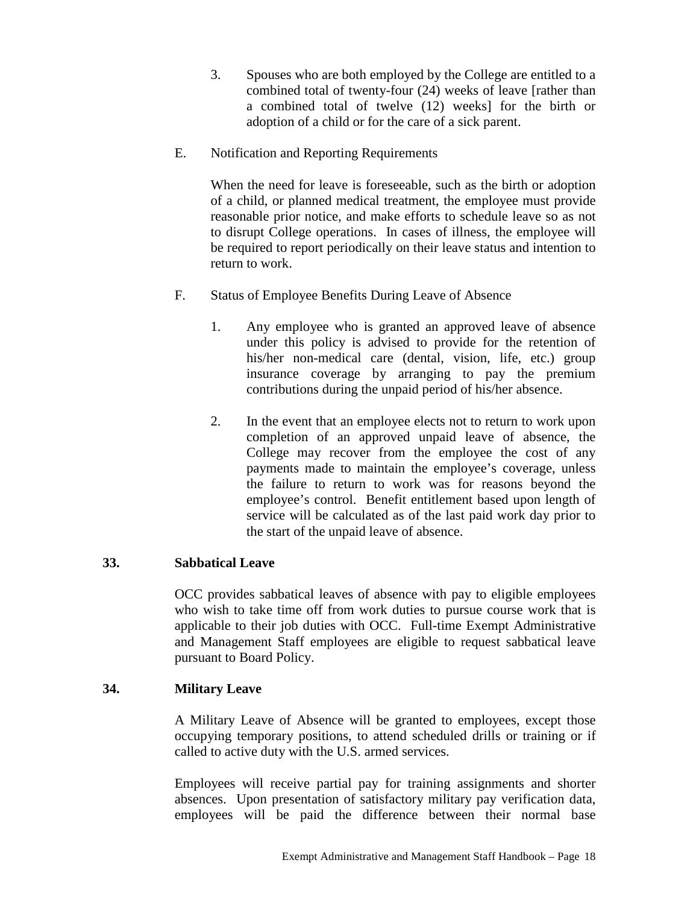3. Spouses who are both employed by the College are entitled to a combined total of twenty-four (24) weeks of leave [rather than a combined total of twelve (12) weeks] for the birth or adoption of a child or for the care of a sick parent.

E. Notification and Reporting Requirements

When the need for leave is foreseeable, such as the birth or adoption of a child, or planned medical treatment, the employee must provide reasonable prior notice, and make efforts to schedule leave so as not to disrupt College operations. In cases of illness, the employee will be required to report periodically on their leave status and intention to return to work.

F. Status of Employee Benefits During Leave of Absence

1. Any employee who is granted an approved leave of absence under this policy is advised to provide for the retention of his/her non-medical care (dental, vision, life, etc.) group insurance coverage by arranging to pay the premium contributions during the unpaid period of his/her absence.

2. In the event that an employee elects not to return to work upon completion of an approved unpaid leave of absence, the College may recover from the employee the cost of any payments made to maintain the employee's coverage, unless the failure to return to work was for reasons beyond the employee's control. Benefit entitlement based upon length of service will be calculated as of the last paid work day prior to the start of the unpaid leave of absence.

## 33. Sabbatical Leave

OCC provides sabbatical leaves of absence with pay to eligible employees who wish to take time off from work duties to pursue course work that is applicable to their job duties with OCC. Full-time Exempt Administrative and Management Staff employees are eligible to request sabbatical leave pursuant to Board Policy.

## 34. Military Leave

A Military Leave of Absence will be granted to employees, except those occupying temporary positions, to attend scheduled drills or training or if called to active duty with the U.S. armed services.

Employees will receive partial pay for training assignments and shorter absences. Upon presentation of satisfactory military pay verification data, employees will be paid the difference between their normal base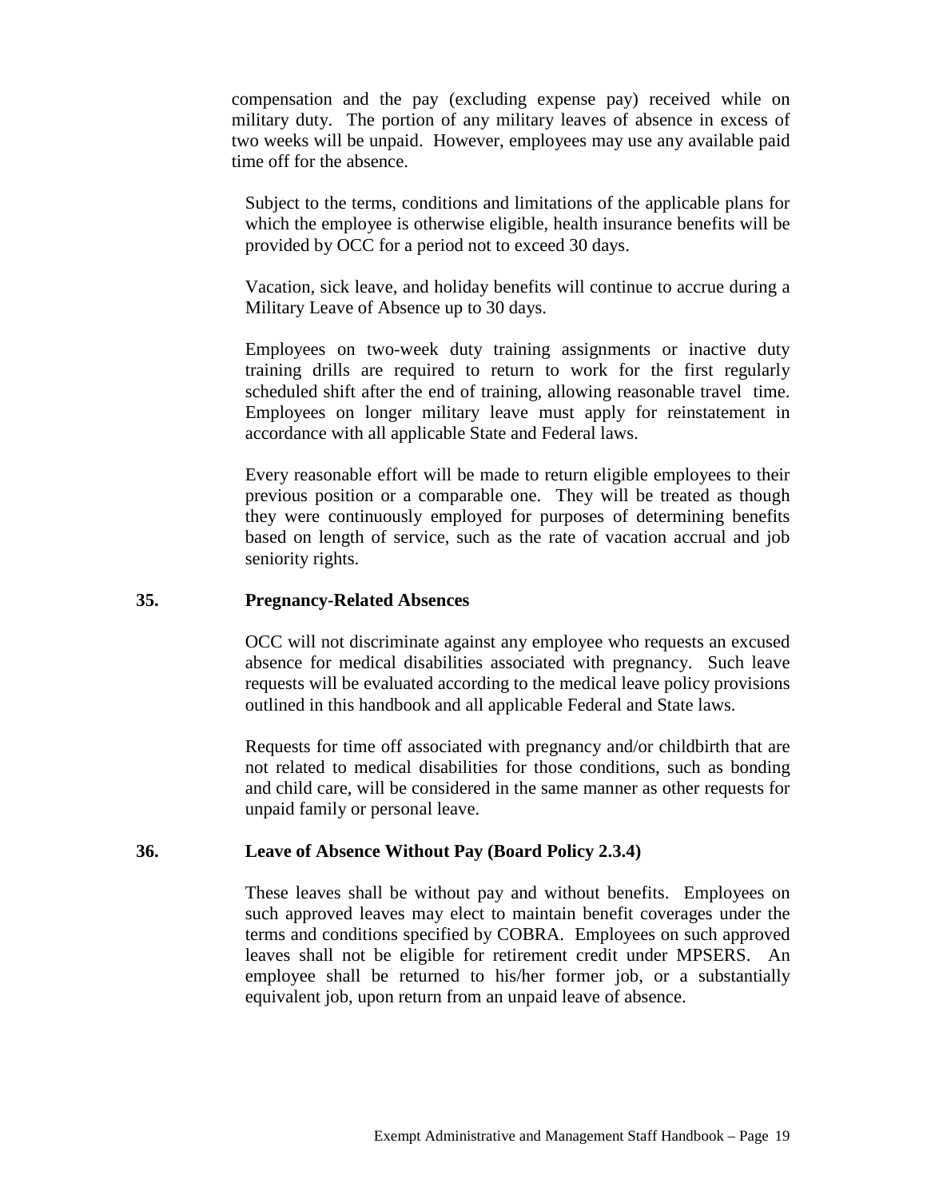compensation and the pay (excluding expense pay) received while on military duty. The portion of any military leaves of absence in excess of two weeks will be unpaid. However, employees may use any available paid time off for the absence.

Subject to the terms, conditions and limitations of the applicable plans for which the employee is otherwise eligible, health insurance benefits will be provided by OCC for a period not to exceed 30 days.

Vacation, sick leave, and holiday benefits will continue to accrue during a Military Leave of Absence up to 30 days.

Employees on two-week duty training assignments or inactive duty training drills are required to return to work for the first regularly scheduled shift after the end of training, allowing reasonable travel time. Employees on longer military leave must apply for reinstatement in accordance with all applicable State and Federal laws.

Every reasonable effort will be made to return eligible employees to their previous position or a comparable one. They will be treated as though they were continuously employed for purposes of determining benefits based on length of service, such as the rate of vacation accrual and job seniority rights.

## 35. Pregnancy-Related Absences

OCC will not discriminate against any employee who requests an excused absence for medical disabilities associated with pregnancy. Such leave requests will be evaluated according to the medical leave policy provisions outlined in this handbook and all applicable Federal and State laws.

Requests for time off associated with pregnancy and/or childbirth that are not related to medical disabilities for those conditions, such as bonding and child care, will be considered in the same manner as other requests for unpaid family or personal leave.

## 36. Leave of Absence Without Pay (Board Policy 2.3.4)

These leaves shall be without pay and without benefits. Employees on such approved leaves may elect to maintain benefit coverages under the terms and conditions specified by COBRA. Employees on such approved leaves shall not be eligible for retirement credit under MPSERS. An employee shall be returned to his/her former job, or a substantially equivalent job, upon return from an unpaid leave of absence.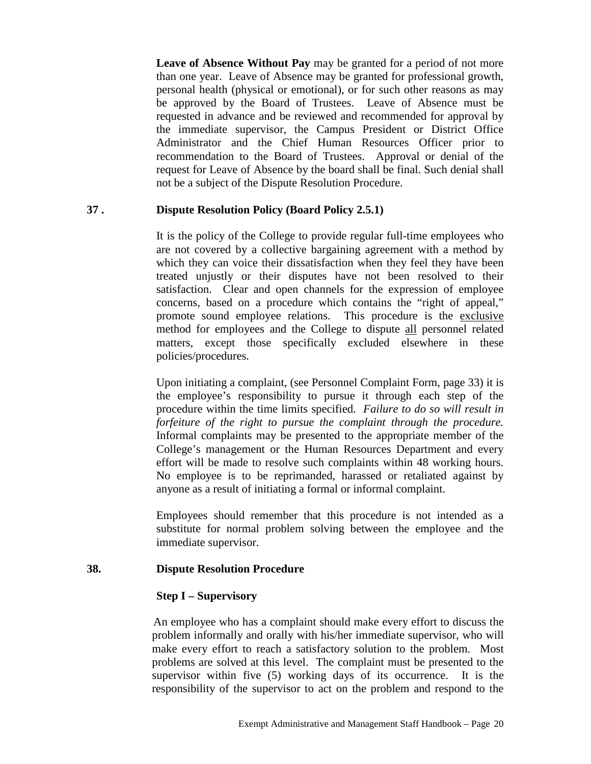**Leave of Absence Without Pay** may be granted for a period of not more than one year. Leave of Absence may be granted for professional growth, personal health (physical or emotional), or for such other reasons as may be approved by the Board of Trustees. Leave of Absence must be requested in advance and be reviewed and recommended for approval by the immediate supervisor, the Campus President or District Office Administrator and the Chief Human Resources Officer prior to recommendation to the Board of Trustees. Approval or denial of the request for Leave of Absence by the board shall be final. Such denial shall not be a subject of the Dispute Resolution Procedure.

## 37 . Dispute Resolution Policy (Board Policy 2.5.1)

It is the policy of the College to provide regular full-time employees who are not covered by a collective bargaining agreement with a method by which they can voice their dissatisfaction when they feel they have been treated unjustly or their disputes have not been resolved to their satisfaction. Clear and open channels for the expression of employee concerns, based on a procedure which contains the "right of appeal," promote sound employee relations. This procedure is the <u>exclusive</u> method for employees and the College to dispute <u>all</u> personnel related matters, except those specifically excluded elsewhere in these policies/procedures.

Upon initiating a complaint, (see Personnel Complaint Form, page 33) it is the employee's responsibility to pursue it through each step of the procedure within the time limits specified. *Failure to do so will result in forfeiture of the right to pursue the complaint through the procedure.* Informal complaints may be presented to the appropriate member of the College's management or the Human Resources Department and every effort will be made to resolve such complaints within 48 working hours. No employee is to be reprimanded, harassed or retaliated against by anyone as a result of initiating a formal or informal complaint.

Employees should remember that this procedure is not intended as a substitute for normal problem solving between the employee and the immediate supervisor.

## 38. Dispute Resolution Procedure

### Step I – Supervisory

An employee who has a complaint should make every effort to discuss the problem informally and orally with his/her immediate supervisor, who will make every effort to reach a satisfactory solution to the problem. Most problems are solved at this level. The complaint must be presented to the supervisor within five (5) working days of its occurrence. It is the responsibility of the supervisor to act on the problem and respond to the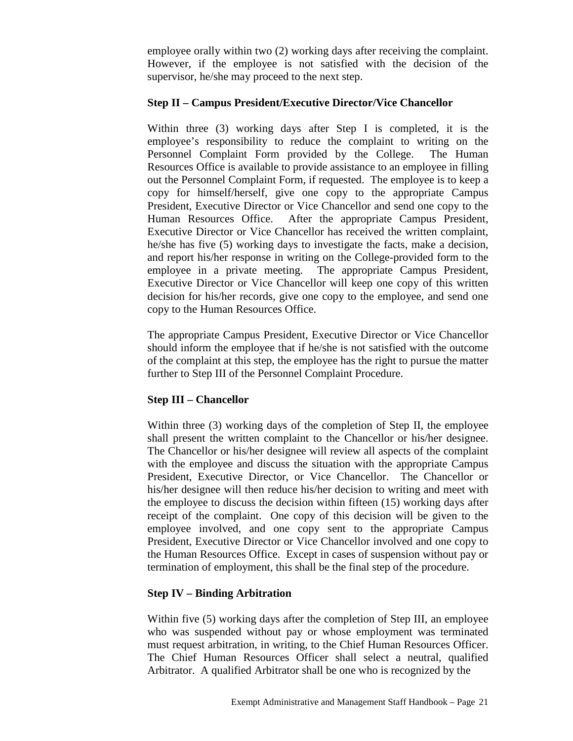employee orally within two (2) working days after receiving the complaint. However, if the employee is not satisfied with the decision of the supervisor, he/she may proceed to the next step.

**Step II – Campus President/Executive Director/Vice Chancellor**

Within three (3) working days after Step I is completed, it is the employee's responsibility to reduce the complaint to writing on the Personnel Complaint Form provided by the College. The Human Resources Office is available to provide assistance to an employee in filling out the Personnel Complaint Form, if requested. The employee is to keep a copy for himself/herself, give one copy to the appropriate Campus President, Executive Director or Vice Chancellor and send one copy to the Human Resources Office. After the appropriate Campus President, Executive Director or Vice Chancellor has received the written complaint, he/she has five (5) working days to investigate the facts, make a decision, and report his/her response in writing on the College-provided form to the employee in a private meeting. The appropriate Campus President, Executive Director or Vice Chancellor will keep one copy of this written decision for his/her records, give one copy to the employee, and send one copy to the Human Resources Office.

The appropriate Campus President, Executive Director or Vice Chancellor should inform the employee that if he/she is not satisfied with the outcome of the complaint at this step, the employee has the right to pursue the matter further to Step III of the Personnel Complaint Procedure.

**Step III – Chancellor**

Within three (3) working days of the completion of Step II, the employee shall present the written complaint to the Chancellor or his/her designee. The Chancellor or his/her designee will review all aspects of the complaint with the employee and discuss the situation with the appropriate Campus President, Executive Director, or Vice Chancellor. The Chancellor or his/her designee will then reduce his/her decision to writing and meet with the employee to discuss the decision within fifteen (15) working days after receipt of the complaint. One copy of this decision will be given to the employee involved, and one copy sent to the appropriate Campus President, Executive Director or Vice Chancellor involved and one copy to the Human Resources Office. Except in cases of suspension without pay or termination of employment, this shall be the final step of the procedure.

**Step IV – Binding Arbitration**

Within five (5) working days after the completion of Step III, an employee who was suspended without pay or whose employment was terminated must request arbitration, in writing, to the Chief Human Resources Officer. The Chief Human Resources Officer shall select a neutral, qualified Arbitrator. A qualified Arbitrator shall be one who is recognized by the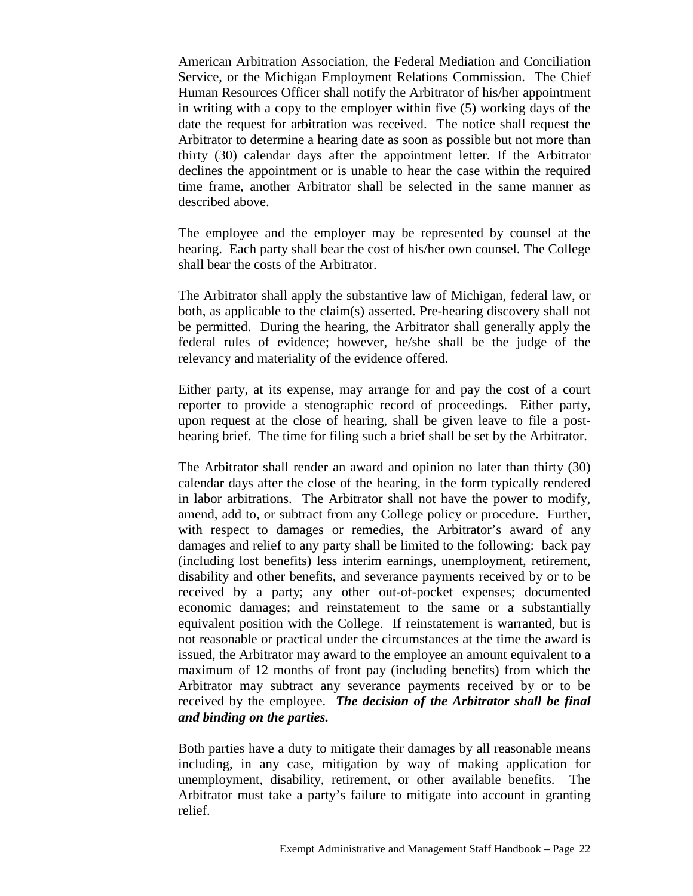American Arbitration Association, the Federal Mediation and Conciliation Service, or the Michigan Employment Relations Commission. The Chief Human Resources Officer shall notify the Arbitrator of his/her appointment in writing with a copy to the employer within five (5) working days of the date the request for arbitration was received. The notice shall request the Arbitrator to determine a hearing date as soon as possible but not more than thirty (30) calendar days after the appointment letter. If the Arbitrator declines the appointment or is unable to hear the case within the required time frame, another Arbitrator shall be selected in the same manner as described above.

The employee and the employer may be represented by counsel at the hearing. Each party shall bear the cost of his/her own counsel. The College shall bear the costs of the Arbitrator.

The Arbitrator shall apply the substantive law of Michigan, federal law, or both, as applicable to the claim(s) asserted. Pre-hearing discovery shall not be permitted. During the hearing, the Arbitrator shall generally apply the federal rules of evidence; however, he/she shall be the judge of the relevancy and materiality of the evidence offered.

Either party, at its expense, may arrange for and pay the cost of a court reporter to provide a stenographic record of proceedings. Either party, upon request at the close of hearing, shall be given leave to file a post-hearing brief. The time for filing such a brief shall be set by the Arbitrator.

The Arbitrator shall render an award and opinion no later than thirty (30) calendar days after the close of the hearing, in the form typically rendered in labor arbitrations. The Arbitrator shall not have the power to modify, amend, add to, or subtract from any College policy or procedure. Further, with respect to damages or remedies, the Arbitrator's award of any damages and relief to any party shall be limited to the following: back pay (including lost benefits) less interim earnings, unemployment, retirement, disability and other benefits, and severance payments received by or to be received by a party; any other out-of-pocket expenses; documented economic damages; and reinstatement to the same or a substantially equivalent position with the College. If reinstatement is warranted, but is not reasonable or practical under the circumstances at the time the award is issued, the Arbitrator may award to the employee an amount equivalent to a maximum of 12 months of front pay (including benefits) from which the Arbitrator may subtract any severance payments received by or to be received by the employee. ***The decision of the Arbitrator shall be final and binding on the parties.***

Both parties have a duty to mitigate their damages by all reasonable means including, in any case, mitigation by way of making application for unemployment, disability, retirement, or other available benefits. The Arbitrator must take a party's failure to mitigate into account in granting relief.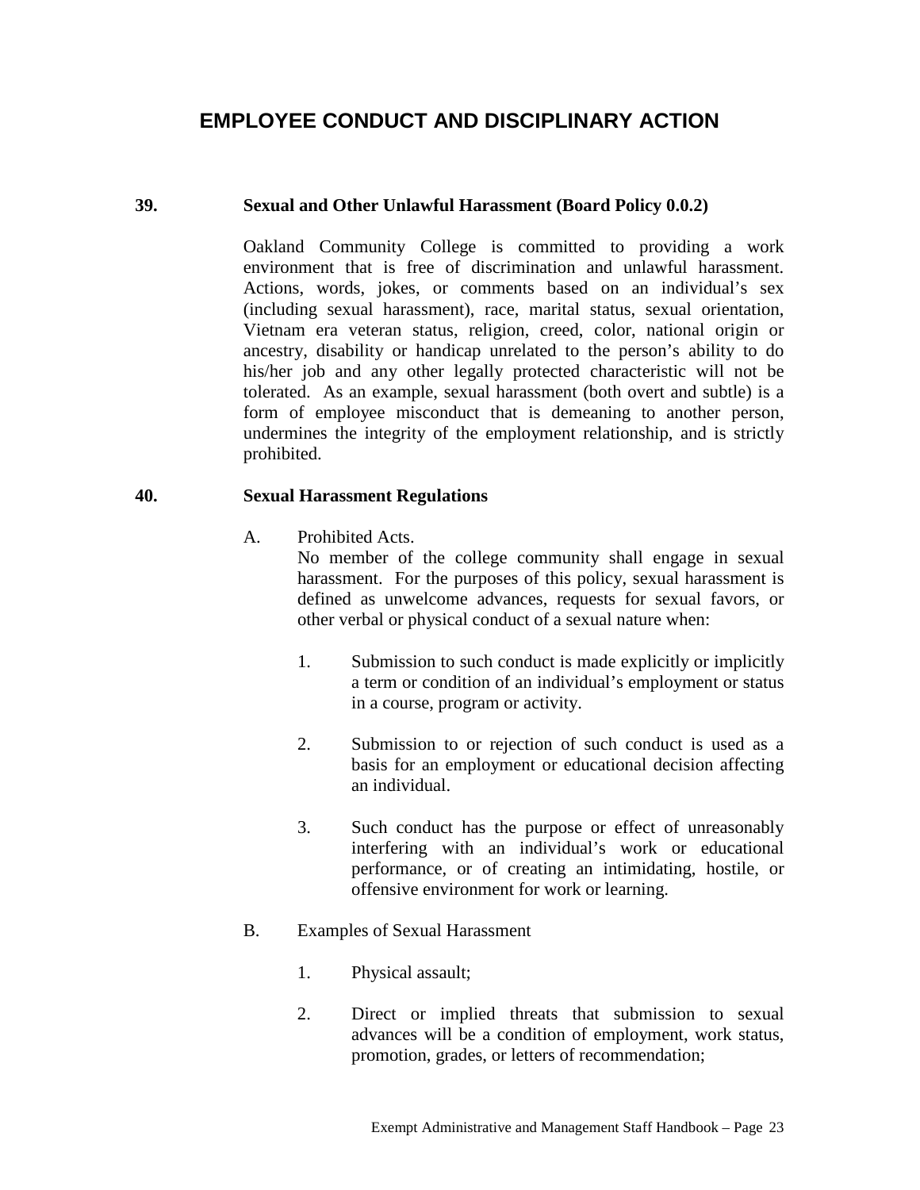# EMPLOYEE CONDUCT AND DISCIPLINARY ACTION

## 39. Sexual and Other Unlawful Harassment (Board Policy 0.0.2)

Oakland Community College is committed to providing a work environment that is free of discrimination and unlawful harassment. Actions, words, jokes, or comments based on an individual's sex (including sexual harassment), race, marital status, sexual orientation, Vietnam era veteran status, religion, creed, color, national origin or ancestry, disability or handicap unrelated to the person's ability to do his/her job and any other legally protected characteristic will not be tolerated. As an example, sexual harassment (both overt and subtle) is a form of employee misconduct that is demeaning to another person, undermines the integrity of the employment relationship, and is strictly prohibited.

## 40. Sexual Harassment Regulations

A. Prohibited Acts.
No member of the college community shall engage in sexual harassment. For the purposes of this policy, sexual harassment is defined as unwelcome advances, requests for sexual favors, or other verbal or physical conduct of a sexual nature when:

1. Submission to such conduct is made explicitly or implicitly a term or condition of an individual's employment or status in a course, program or activity.

2. Submission to or rejection of such conduct is used as a basis for an employment or educational decision affecting an individual.

3. Such conduct has the purpose or effect of unreasonably interfering with an individual's work or educational performance, or of creating an intimidating, hostile, or offensive environment for work or learning.

B. Examples of Sexual Harassment

1. Physical assault;

2. Direct or implied threats that submission to sexual advances will be a condition of employment, work status, promotion, grades, or letters of recommendation;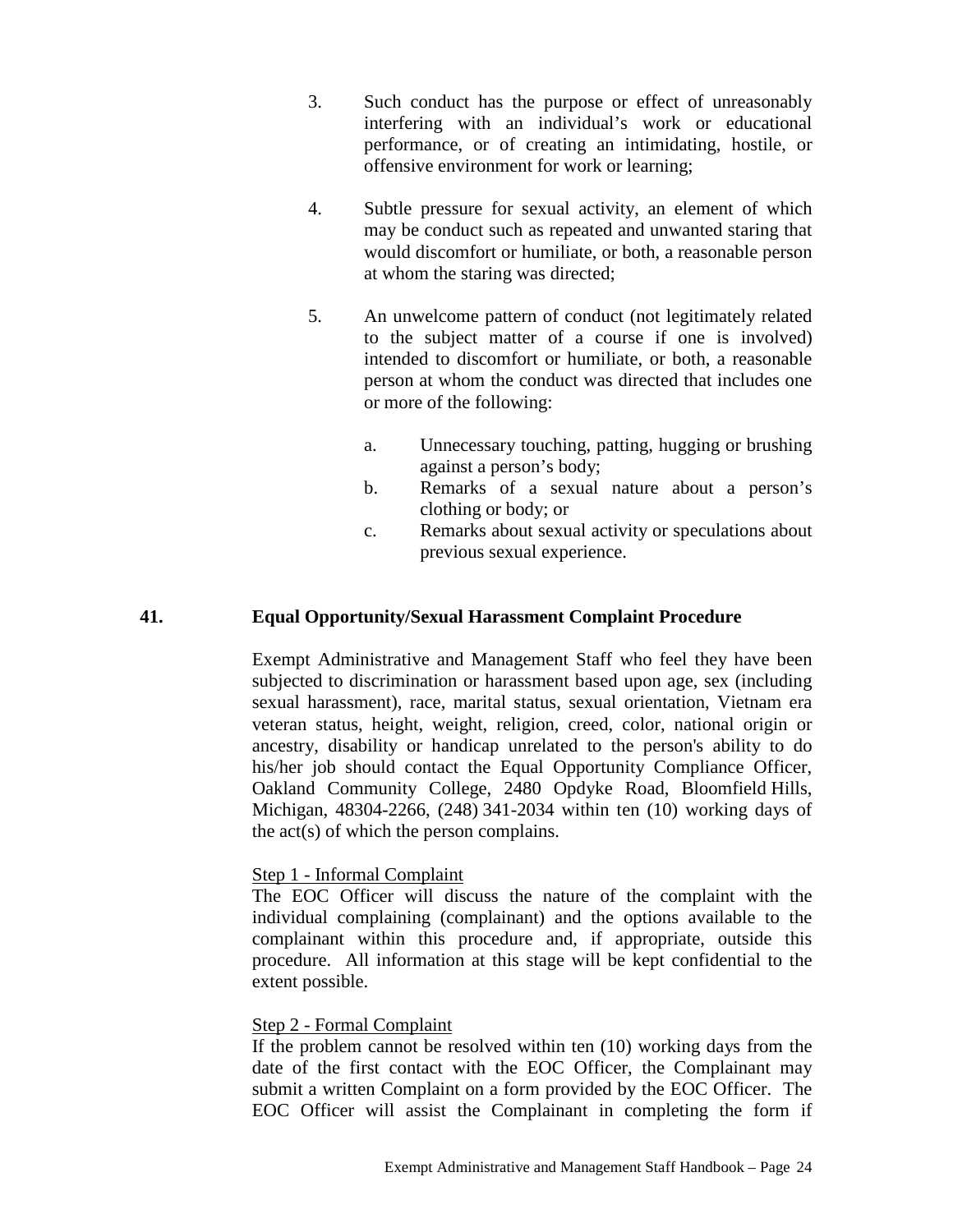3. Such conduct has the purpose or effect of unreasonably interfering with an individual's work or educational performance, or of creating an intimidating, hostile, or offensive environment for work or learning;

4. Subtle pressure for sexual activity, an element of which may be conduct such as repeated and unwanted staring that would discomfort or humiliate, or both, a reasonable person at whom the staring was directed;

5. An unwelcome pattern of conduct (not legitimately related to the subject matter of a course if one is involved) intended to discomfort or humiliate, or both, a reasonable person at whom the conduct was directed that includes one or more of the following:

   a. Unnecessary touching, patting, hugging or brushing against a person's body;
   b. Remarks of a sexual nature about a person's clothing or body; or
   c. Remarks about sexual activity or speculations about previous sexual experience.

## 41. Equal Opportunity/Sexual Harassment Complaint Procedure

Exempt Administrative and Management Staff who feel they have been subjected to discrimination or harassment based upon age, sex (including sexual harassment), race, marital status, sexual orientation, Vietnam era veteran status, height, weight, religion, creed, color, national origin or ancestry, disability or handicap unrelated to the person's ability to do his/her job should contact the Equal Opportunity Compliance Officer, Oakland Community College, 2480 Opdyke Road, Bloomfield Hills, Michigan, 48304-2266, (248) 341-2034 within ten (10) working days of the act(s) of which the person complains.

Step 1 - Informal Complaint

The EOC Officer will discuss the nature of the complaint with the individual complaining (complainant) and the options available to the complainant within this procedure and, if appropriate, outside this procedure. All information at this stage will be kept confidential to the extent possible.

Step 2 - Formal Complaint

If the problem cannot be resolved within ten (10) working days from the date of the first contact with the EOC Officer, the Complainant may submit a written Complaint on a form provided by the EOC Officer. The EOC Officer will assist the Complainant in completing the form if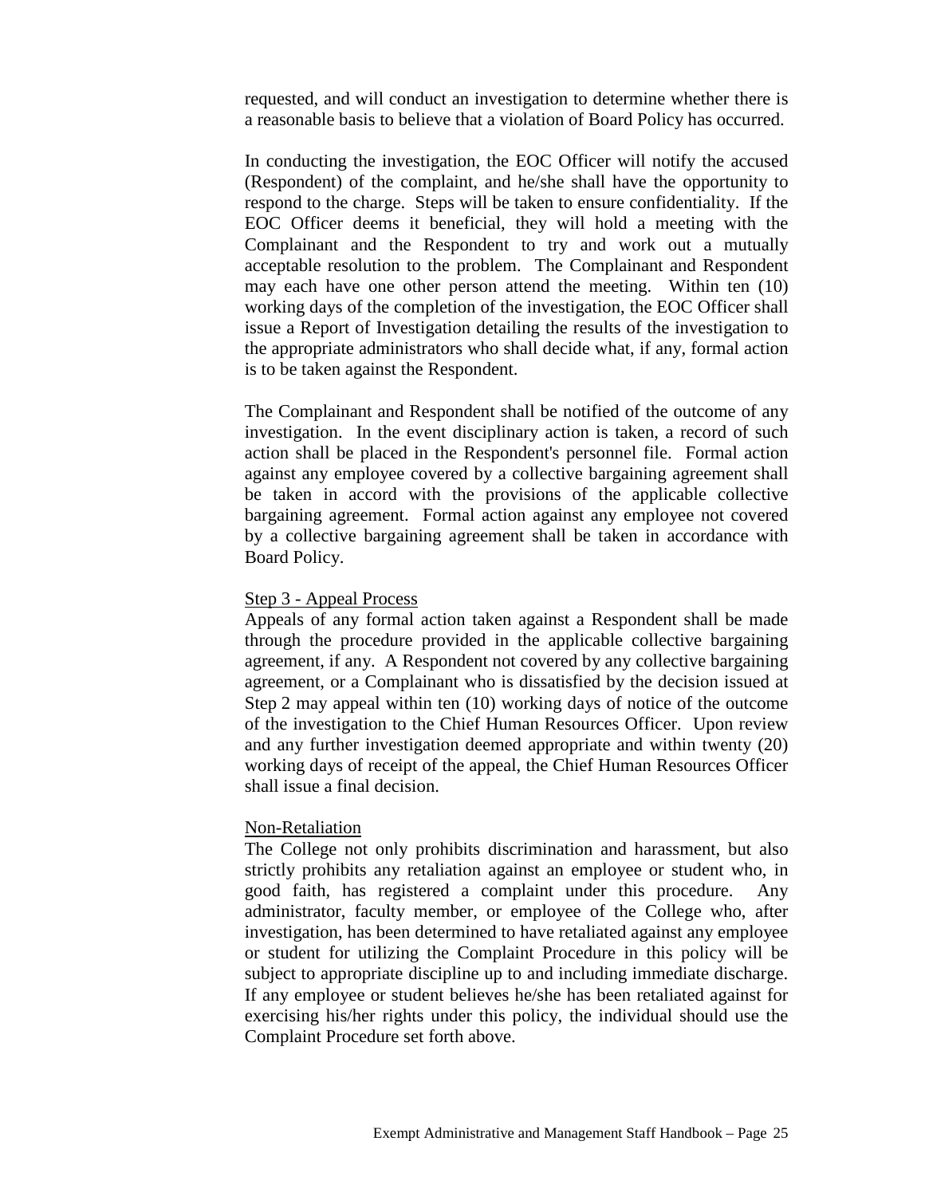requested, and will conduct an investigation to determine whether there is a reasonable basis to believe that a violation of Board Policy has occurred.

In conducting the investigation, the EOC Officer will notify the accused (Respondent) of the complaint, and he/she shall have the opportunity to respond to the charge. Steps will be taken to ensure confidentiality. If the EOC Officer deems it beneficial, they will hold a meeting with the Complainant and the Respondent to try and work out a mutually acceptable resolution to the problem. The Complainant and Respondent may each have one other person attend the meeting. Within ten (10) working days of the completion of the investigation, the EOC Officer shall issue a Report of Investigation detailing the results of the investigation to the appropriate administrators who shall decide what, if any, formal action is to be taken against the Respondent.

The Complainant and Respondent shall be notified of the outcome of any investigation. In the event disciplinary action is taken, a record of such action shall be placed in the Respondent's personnel file. Formal action against any employee covered by a collective bargaining agreement shall be taken in accord with the provisions of the applicable collective bargaining agreement. Formal action against any employee not covered by a collective bargaining agreement shall be taken in accordance with Board Policy.

Step 3 - Appeal Process

Appeals of any formal action taken against a Respondent shall be made through the procedure provided in the applicable collective bargaining agreement, if any. A Respondent not covered by any collective bargaining agreement, or a Complainant who is dissatisfied by the decision issued at Step 2 may appeal within ten (10) working days of notice of the outcome of the investigation to the Chief Human Resources Officer. Upon review and any further investigation deemed appropriate and within twenty (20) working days of receipt of the appeal, the Chief Human Resources Officer shall issue a final decision.

Non-Retaliation

The College not only prohibits discrimination and harassment, but also strictly prohibits any retaliation against an employee or student who, in good faith, has registered a complaint under this procedure. Any administrator, faculty member, or employee of the College who, after investigation, has been determined to have retaliated against any employee or student for utilizing the Complaint Procedure in this policy will be subject to appropriate discipline up to and including immediate discharge. If any employee or student believes he/she has been retaliated against for exercising his/her rights under this policy, the individual should use the Complaint Procedure set forth above.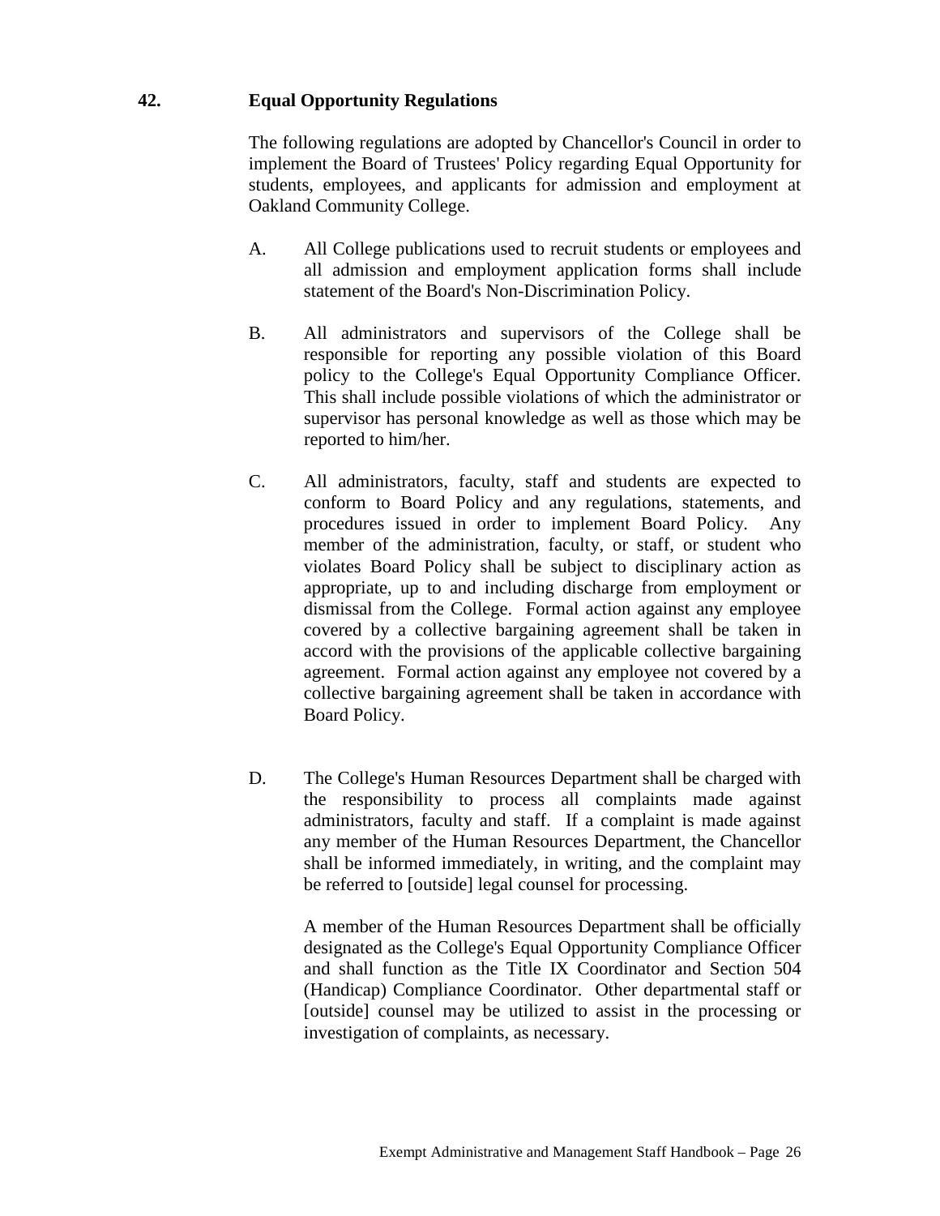## 42. Equal Opportunity Regulations

The following regulations are adopted by Chancellor's Council in order to implement the Board of Trustees' Policy regarding Equal Opportunity for students, employees, and applicants for admission and employment at Oakland Community College.

A. All College publications used to recruit students or employees and all admission and employment application forms shall include statement of the Board's Non-Discrimination Policy.

B. All administrators and supervisors of the College shall be responsible for reporting any possible violation of this Board policy to the College's Equal Opportunity Compliance Officer. This shall include possible violations of which the administrator or supervisor has personal knowledge as well as those which may be reported to him/her.

C. All administrators, faculty, staff and students are expected to conform to Board Policy and any regulations, statements, and procedures issued in order to implement Board Policy. Any member of the administration, faculty, or staff, or student who violates Board Policy shall be subject to disciplinary action as appropriate, up to and including discharge from employment or dismissal from the College. Formal action against any employee covered by a collective bargaining agreement shall be taken in accord with the provisions of the applicable collective bargaining agreement. Formal action against any employee not covered by a collective bargaining agreement shall be taken in accordance with Board Policy.

D. The College's Human Resources Department shall be charged with the responsibility to process all complaints made against administrators, faculty and staff. If a complaint is made against any member of the Human Resources Department, the Chancellor shall be informed immediately, in writing, and the complaint may be referred to [outside] legal counsel for processing.

   A member of the Human Resources Department shall be officially designated as the College's Equal Opportunity Compliance Officer and shall function as the Title IX Coordinator and Section 504 (Handicap) Compliance Coordinator. Other departmental staff or [outside] counsel may be utilized to assist in the processing or investigation of complaints, as necessary.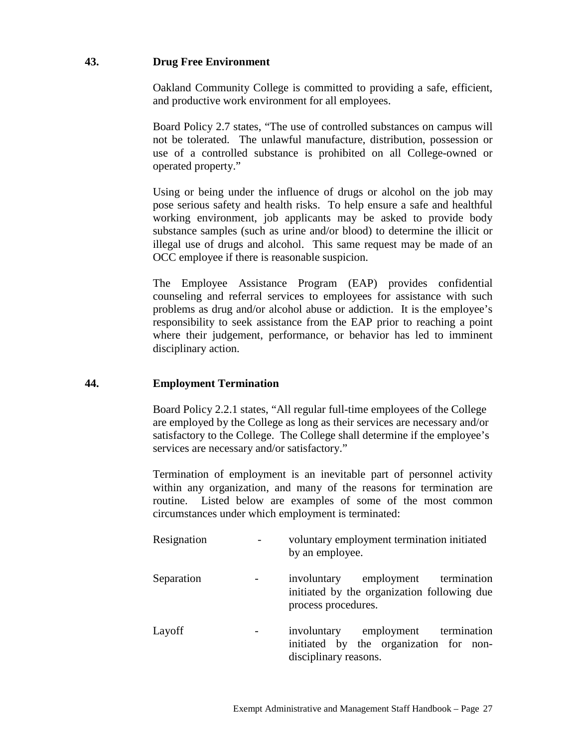## 43. Drug Free Environment

Oakland Community College is committed to providing a safe, efficient, and productive work environment for all employees.

Board Policy 2.7 states, "The use of controlled substances on campus will not be tolerated. The unlawful manufacture, distribution, possession or use of a controlled substance is prohibited on all College-owned or operated property."

Using or being under the influence of drugs or alcohol on the job may pose serious safety and health risks. To help ensure a safe and healthful working environment, job applicants may be asked to provide body substance samples (such as urine and/or blood) to determine the illicit or illegal use of drugs and alcohol. This same request may be made of an OCC employee if there is reasonable suspicion.

The Employee Assistance Program (EAP) provides confidential counseling and referral services to employees for assistance with such problems as drug and/or alcohol abuse or addiction. It is the employee's responsibility to seek assistance from the EAP prior to reaching a point where their judgement, performance, or behavior has led to imminent disciplinary action.

## 44. Employment Termination

Board Policy 2.2.1 states, "All regular full-time employees of the College are employed by the College as long as their services are necessary and/or satisfactory to the College. The College shall determine if the employee's services are necessary and/or satisfactory."

Termination of employment is an inevitable part of personnel activity within any organization, and many of the reasons for termination are routine. Listed below are examples of some of the most common circumstances under which employment is terminated:

- Resignation - voluntary employment termination initiated by an employee.
- Separation - involuntary employment termination initiated by the organization following due process procedures.
- Layoff - involuntary employment termination initiated by the organization for non-disciplinary reasons.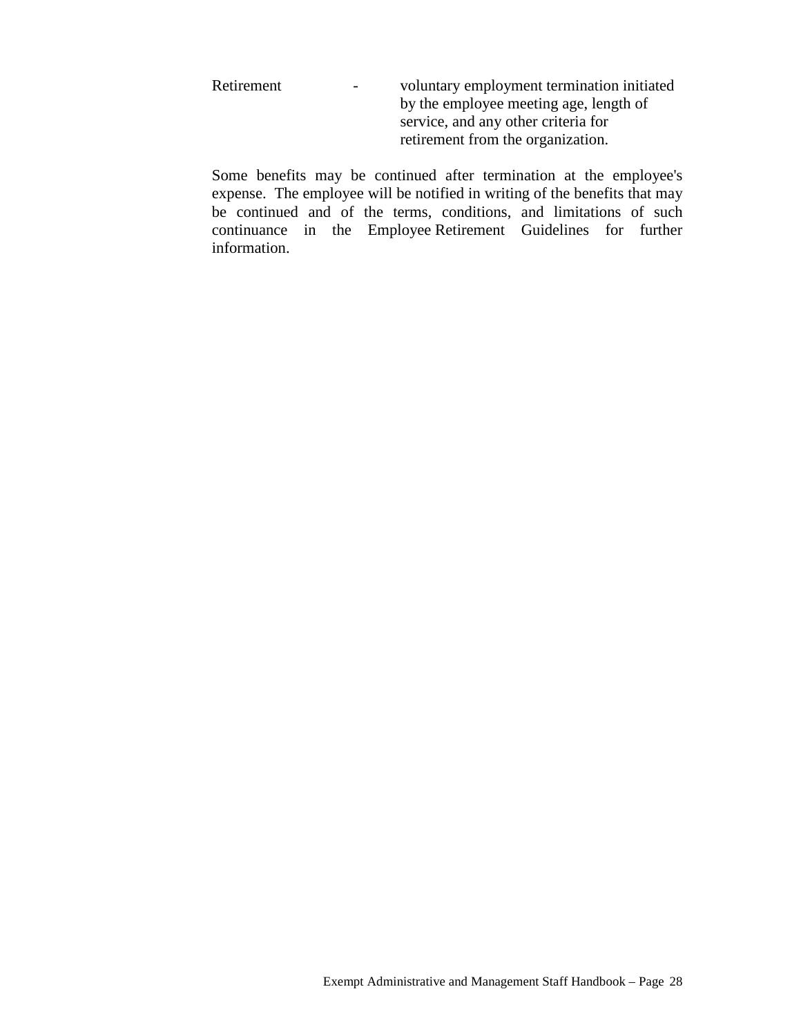Retirement - voluntary employment termination initiated by the employee meeting age, length of service, and any other criteria for retirement from the organization.

Some benefits may be continued after termination at the employee's expense. The employee will be notified in writing of the benefits that may be continued and of the terms, conditions, and limitations of such continuance in the Employee Retirement Guidelines for further information.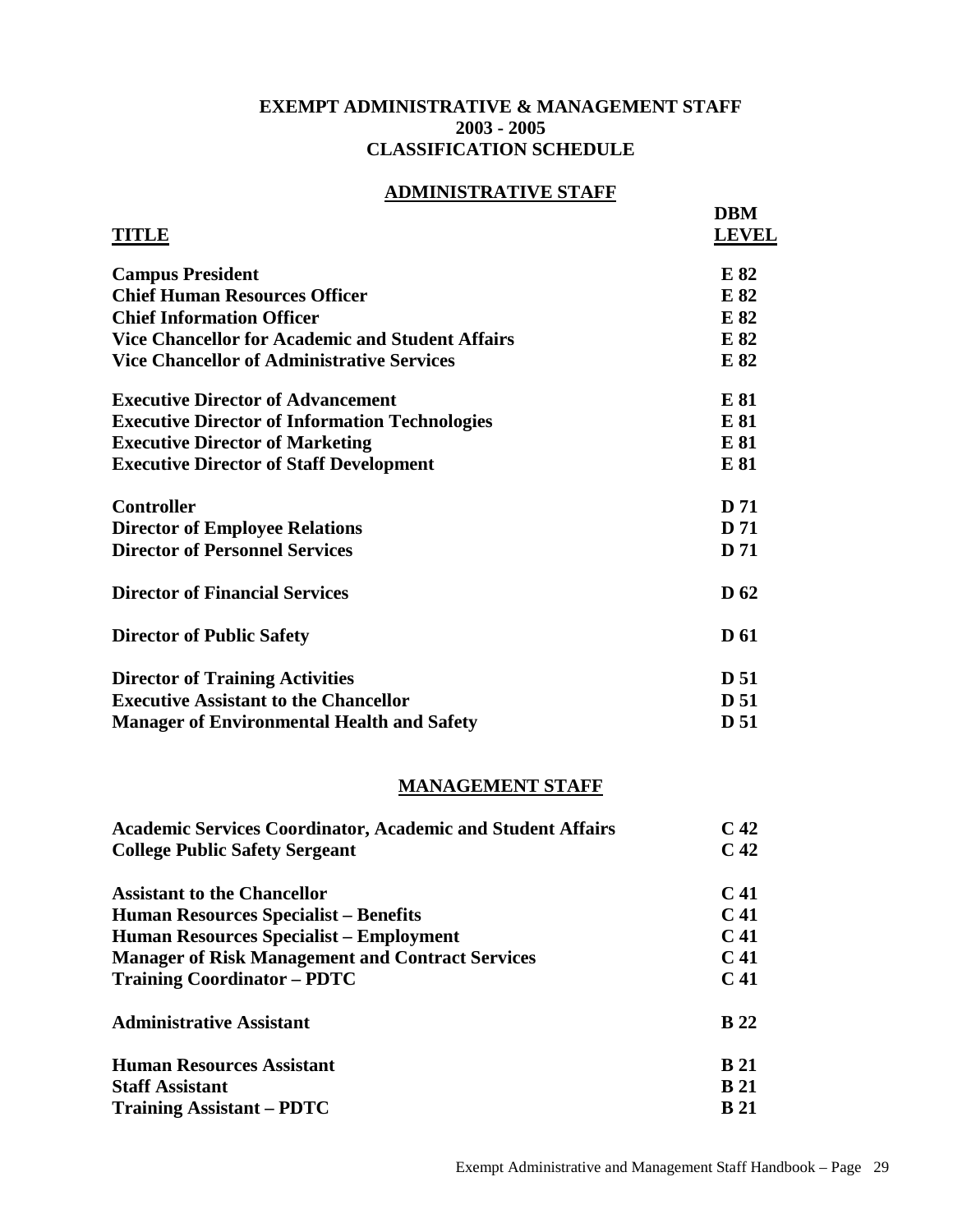# EXEMPT ADMINISTRATIVE & MANAGEMENT STAFF
## 2003 - 2005
## CLASSIFICATION SCHEDULE

### ADMINISTRATIVE STAFF

| TITLE | DBM LEVEL |
|---|---|
| **Campus President** | **E 82** |
| **Chief Human Resources Officer** | **E 82** |
| **Chief Information Officer** | **E 82** |
| **Vice Chancellor for Academic and Student Affairs** | **E 82** |
| **Vice Chancellor of Administrative Services** | **E 82** |
| | |
| **Executive Director of Advancement** | **E 81** |
| **Executive Director of Information Technologies** | **E 81** |
| **Executive Director of Marketing** | **E 81** |
| **Executive Director of Staff Development** | **E 81** |
| | |
| **Controller** | **D 71** |
| **Director of Employee Relations** | **D 71** |
| **Director of Personnel Services** | **D 71** |
| | |
| **Director of Financial Services** | **D 62** |
| | |
| **Director of Public Safety** | **D 61** |
| | |
| **Director of Training Activities** | **D 51** |
| **Executive Assistant to the Chancellor** | **D 51** |
| **Manager of Environmental Health and Safety** | **D 51** |

### MANAGEMENT STAFF

| TITLE | DBM LEVEL |
|---|---|
| **Academic Services Coordinator, Academic and Student Affairs** | **C 42** |
| **College Public Safety Sergeant** | **C 42** |
| | |
| **Assistant to the Chancellor** | **C 41** |
| **Human Resources Specialist – Benefits** | **C 41** |
| **Human Resources Specialist – Employment** | **C 41** |
| **Manager of Risk Management and Contract Services** | **C 41** |
| **Training Coordinator – PDTC** | **C 41** |
| | |
| **Administrative Assistant** | **B 22** |
| | |
| **Human Resources Assistant** | **B 21** |
| **Staff Assistant** | **B 21** |
| **Training Assistant – PDTC** | **B 21** |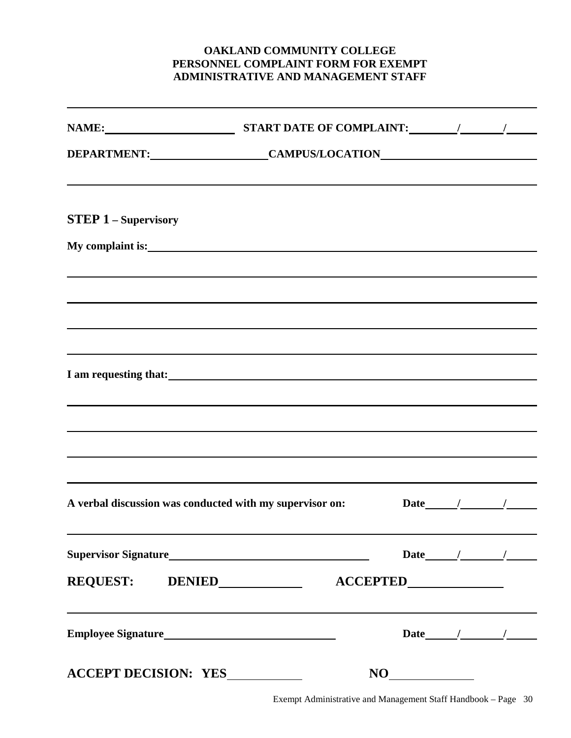**OAKLAND COMMUNITY COLLEGE**
**PERSONNEL COMPLAINT FORM FOR EXEMPT**
**ADMINISTRATIVE AND MANAGEMENT STAFF**

---

**NAME:** ______________________ **START DATE OF COMPLAINT:** ______/______/______

**DEPARTMENT:** ____________________ **CAMPUS/LOCATION** ________________________

---

## STEP 1 – Supervisory

**My complaint is:** ______________________________________________________________

_____________________________________________________________________________

_____________________________________________________________________________

_____________________________________________________________________________

_____________________________________________________________________________

**I am requesting that:** _________________________________________________________

_____________________________________________________________________________

_____________________________________________________________________________

_____________________________________________________________________________

_____________________________________________________________________________

**A verbal discussion was conducted with my supervisor on:** **Date** _____/______/_____

_____________________________________________________________________________

**Supervisor Signature** ________________________________ **Date** _____/______/_____

**REQUEST: DENIED** ____________ **ACCEPTED** ______________

_____________________________________________________________________________

**Employee Signature** ___________________________ **Date** _____/______/_____

**ACCEPT DECISION: YES** ___________ **NO** ____________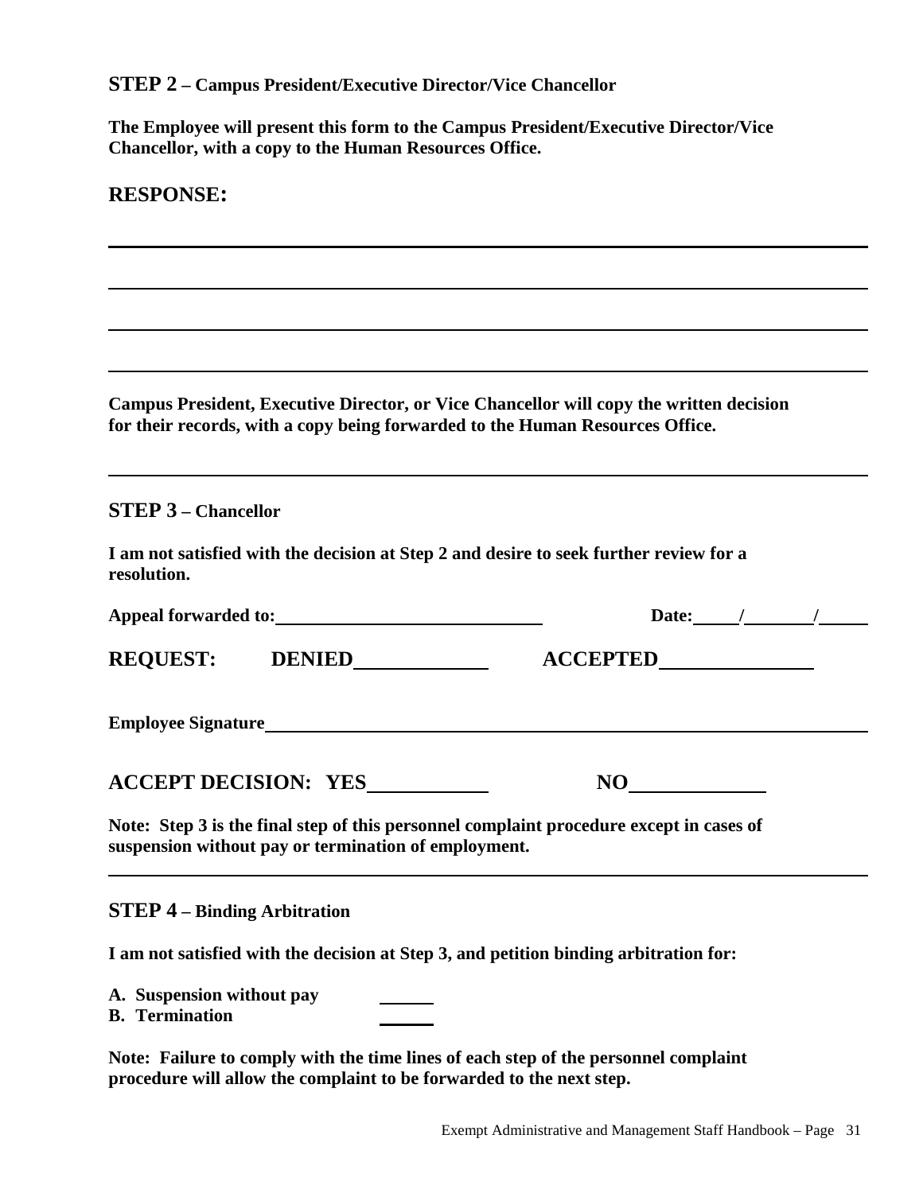**STEP 2 – Campus President/Executive Director/Vice Chancellor**

**The Employee will present this form to the Campus President/Executive Director/Vice Chancellor, with a copy to the Human Resources Office.**

## RESPONSE:

\_\_\_\_\_\_\_\_\_\_\_\_\_\_\_\_\_\_\_\_\_\_\_\_\_\_\_\_\_\_\_\_\_\_\_\_\_\_\_\_\_\_\_\_\_\_\_\_\_\_\_\_\_\_\_\_\_\_\_\_\_\_\_\_\_\_\_\_\_\_

\_\_\_\_\_\_\_\_\_\_\_\_\_\_\_\_\_\_\_\_\_\_\_\_\_\_\_\_\_\_\_\_\_\_\_\_\_\_\_\_\_\_\_\_\_\_\_\_\_\_\_\_\_\_\_\_\_\_\_\_\_\_\_\_\_\_\_\_\_\_

\_\_\_\_\_\_\_\_\_\_\_\_\_\_\_\_\_\_\_\_\_\_\_\_\_\_\_\_\_\_\_\_\_\_\_\_\_\_\_\_\_\_\_\_\_\_\_\_\_\_\_\_\_\_\_\_\_\_\_\_\_\_\_\_\_\_\_\_\_\_

\_\_\_\_\_\_\_\_\_\_\_\_\_\_\_\_\_\_\_\_\_\_\_\_\_\_\_\_\_\_\_\_\_\_\_\_\_\_\_\_\_\_\_\_\_\_\_\_\_\_\_\_\_\_\_\_\_\_\_\_\_\_\_\_\_\_\_\_\_\_

**Campus President, Executive Director, or Vice Chancellor will copy the written decision for their records, with a copy being forwarded to the Human Resources Office.**

---

**STEP 3 – Chancellor**

**I am not satisfied with the decision at Step 2 and desire to seek further review for a resolution.**

**Appeal forwarded to:**\_\_\_\_\_\_\_\_\_\_\_\_\_\_\_\_\_\_\_\_\_\_\_\_\_\_\_\_ **Date:**\_\_\_\_\_/\_\_\_\_\_\_\_/\_\_\_\_\_

**REQUEST: DENIED**\_\_\_\_\_\_\_\_\_\_\_\_\_ **ACCEPTED**\_\_\_\_\_\_\_\_\_\_\_\_\_\_\_

**Employee Signature**\_\_\_\_\_\_\_\_\_\_\_\_\_\_\_\_\_\_\_\_\_\_\_\_\_\_\_\_\_\_\_\_\_\_\_\_\_\_\_\_\_\_\_\_\_\_\_\_\_\_\_\_\_\_\_\_

**ACCEPT DECISION: YES**\_\_\_\_\_\_\_\_\_\_\_\_ **NO**\_\_\_\_\_\_\_\_\_\_\_\_\_

**Note: Step 3 is the final step of this personnel complaint procedure except in cases of suspension without pay or termination of employment.**

---

**STEP 4 – Binding Arbitration**

**I am not satisfied with the decision at Step 3, and petition binding arbitration for:**

**A. Suspension without pay** \_\_\_\_\_\_
**B. Termination** \_\_\_\_\_\_

**Note: Failure to comply with the time lines of each step of the personnel complaint procedure will allow the complaint to be forwarded to the next step.**